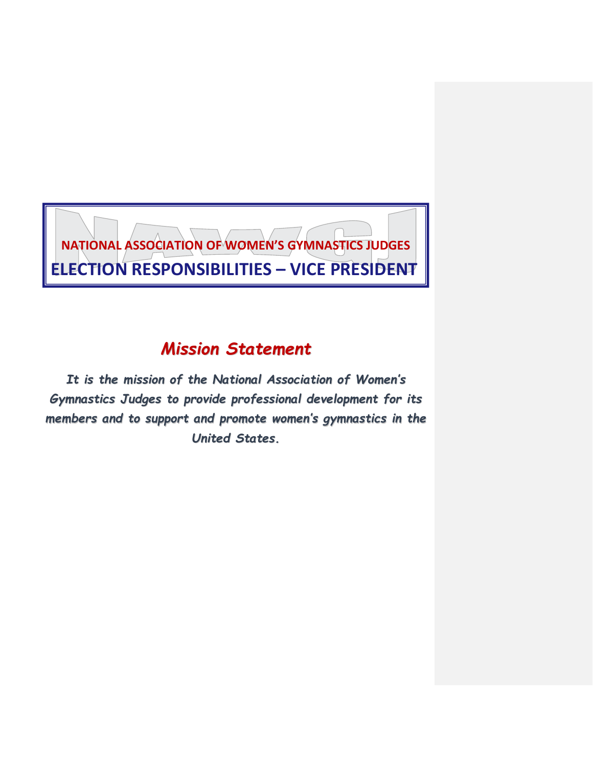# NATIONAL ASSOCIATION OF WOMEN'S GYMNASTICS JUDGES

# ELECTION RESPONSIBILITIES – VICE PRESIDENT

## *Mission Statement*

***It is the mission of the National Association of Women's Gymnastics Judges to provide professional development for its members and to support and promote women's gymnastics in the United States.***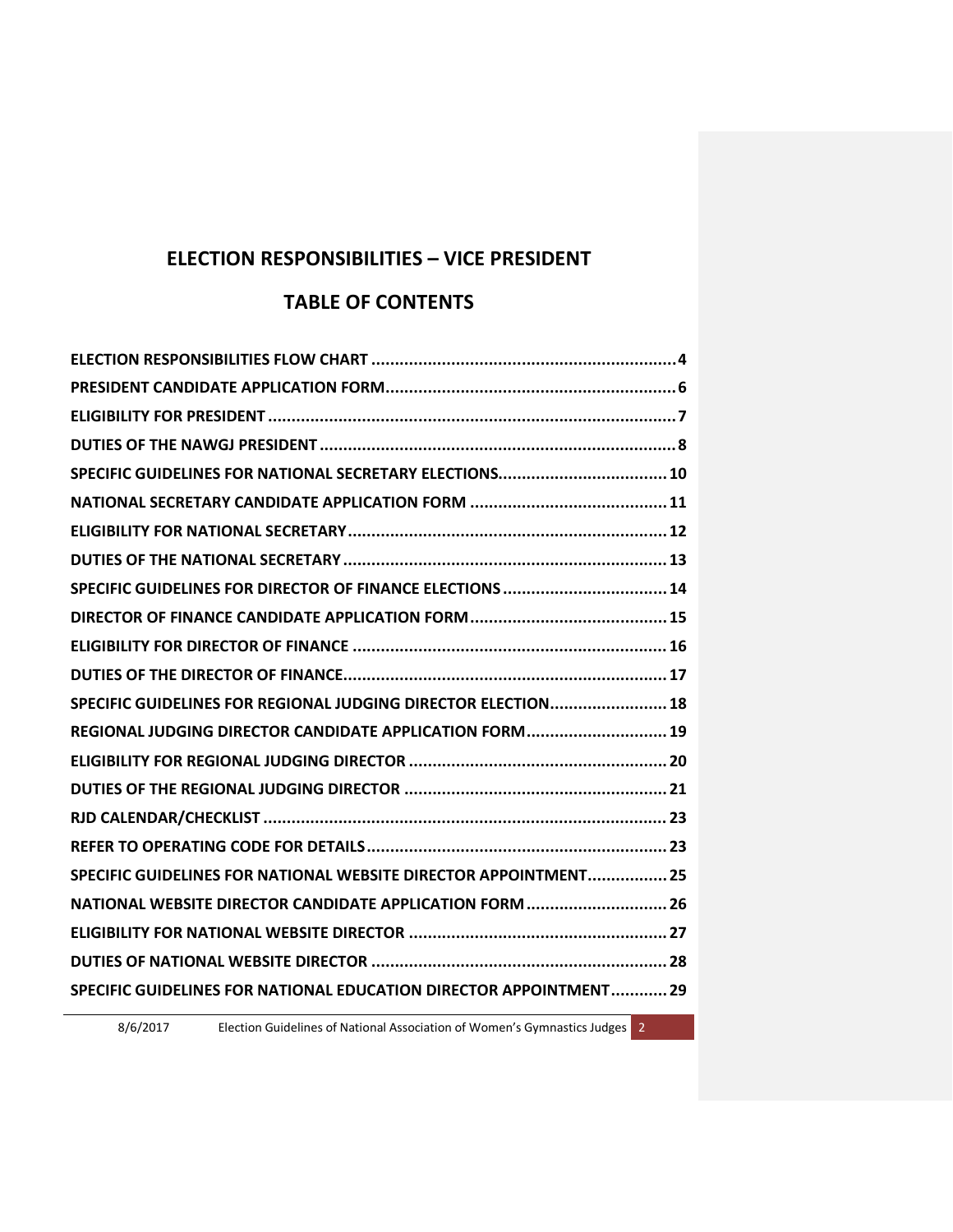# ELECTION RESPONSIBILITIES – VICE PRESIDENT

## TABLE OF CONTENTS

**ELECTION RESPONSIBILITIES FLOW CHART .................................................................. 4**

**PRESIDENT CANDIDATE APPLICATION FORM............................................................... 6**

**ELIGIBILITY FOR PRESIDENT ........................................................................................ 7**

**DUTIES OF THE NAWGJ PRESIDENT .............................................................................. 8**

**SPECIFIC GUIDELINES FOR NATIONAL SECRETARY ELECTIONS.................................... 10**

**NATIONAL SECRETARY CANDIDATE APPLICATION FORM .......................................... 11**

**ELIGIBILITY FOR NATIONAL SECRETARY.................................................................... 12**

**DUTIES OF THE NATIONAL SECRETARY ..................................................................... 13**

**SPECIFIC GUIDELINES FOR DIRECTOR OF FINANCE ELECTIONS ................................... 14**

**DIRECTOR OF FINANCE CANDIDATE APPLICATION FORM.......................................... 15**

**ELIGIBILITY FOR DIRECTOR OF FINANCE .................................................................. 16**

**DUTIES OF THE DIRECTOR OF FINANCE..................................................................... 17**

**SPECIFIC GUIDELINES FOR REGIONAL JUDGING DIRECTOR ELECTION......................... 18**

**REGIONAL JUDGING DIRECTOR CANDIDATE APPLICATION FORM.............................. 19**

**ELIGIBILITY FOR REGIONAL JUDGING DIRECTOR ...................................................... 20**

**DUTIES OF THE REGIONAL JUDGING DIRECTOR ........................................................ 21**

**RJD CALENDAR/CHECKLIST ..................................................................................... 23**

**REFER TO OPERATING CODE FOR DETAILS................................................................ 23**

**SPECIFIC GUIDELINES FOR NATIONAL WEBSITE DIRECTOR APPOINTMENT................. 25**

**NATIONAL WEBSITE DIRECTOR CANDIDATE APPLICATION FORM .............................. 26**

**ELIGIBILITY FOR NATIONAL WEBSITE DIRECTOR ...................................................... 27**

**DUTIES OF NATIONAL WEBSITE DIRECTOR ............................................................... 28**

**SPECIFIC GUIDELINES FOR NATIONAL EDUCATION DIRECTOR APPOINTMENT............ 29**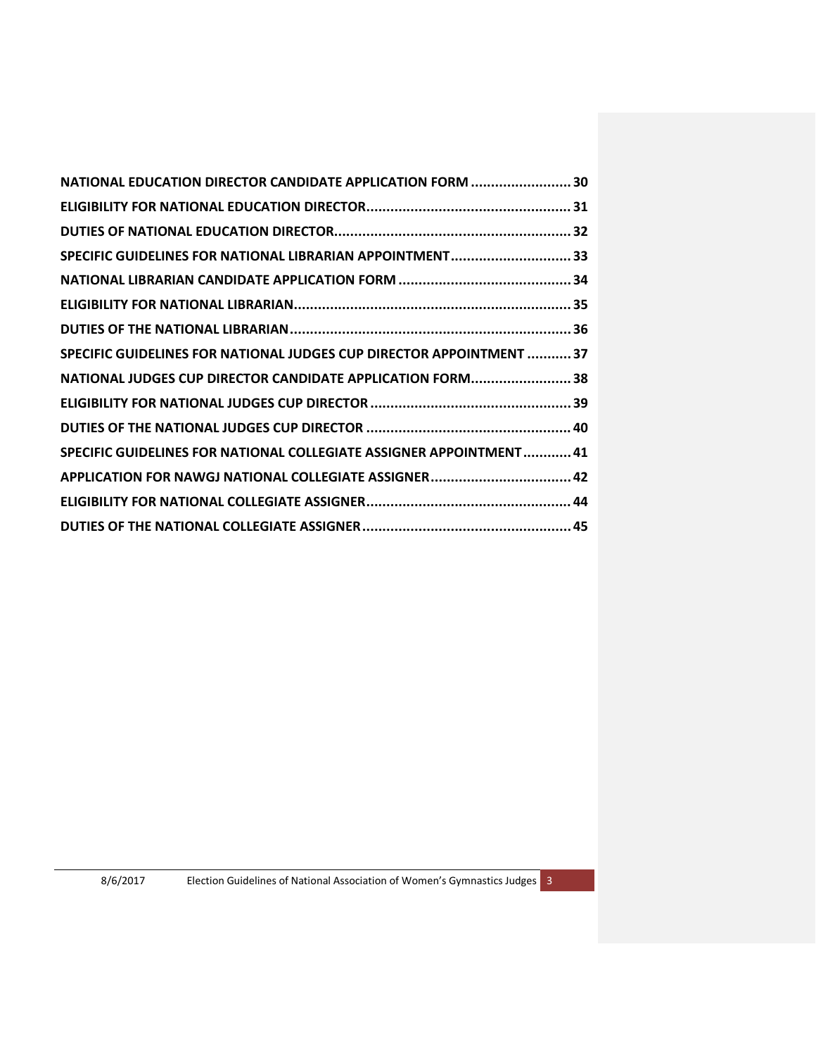NATIONAL EDUCATION DIRECTOR CANDIDATE APPLICATION FORM ......................... 30

ELIGIBILITY FOR NATIONAL EDUCATION DIRECTOR.................................................. 31

DUTIES OF NATIONAL EDUCATION DIRECTOR........................................................... 32

SPECIFIC GUIDELINES FOR NATIONAL LIBRARIAN APPOINTMENT............................. 33

NATIONAL LIBRARIAN CANDIDATE APPLICATION FORM ........................................... 34

ELIGIBILITY FOR NATIONAL LIBRARIAN.................................................................... 35

DUTIES OF THE NATIONAL LIBRARIAN...................................................................... 36

SPECIFIC GUIDELINES FOR NATIONAL JUDGES CUP DIRECTOR APPOINTMENT ........... 37

NATIONAL JUDGES CUP DIRECTOR CANDIDATE APPLICATION FORM......................... 38

ELIGIBILITY FOR NATIONAL JUDGES CUP DIRECTOR ................................................. 39

DUTIES OF THE NATIONAL JUDGES CUP DIRECTOR ................................................... 40

SPECIFIC GUIDELINES FOR NATIONAL COLLEGIATE ASSIGNER APPOINTMENT ............ 41

APPLICATION FOR NAWGJ NATIONAL COLLEGIATE ASSIGNER.................................. 42

ELIGIBILITY FOR NATIONAL COLLEGIATE ASSIGNER.................................................. 44

DUTIES OF THE NATIONAL COLLEGIATE ASSIGNER.................................................... 45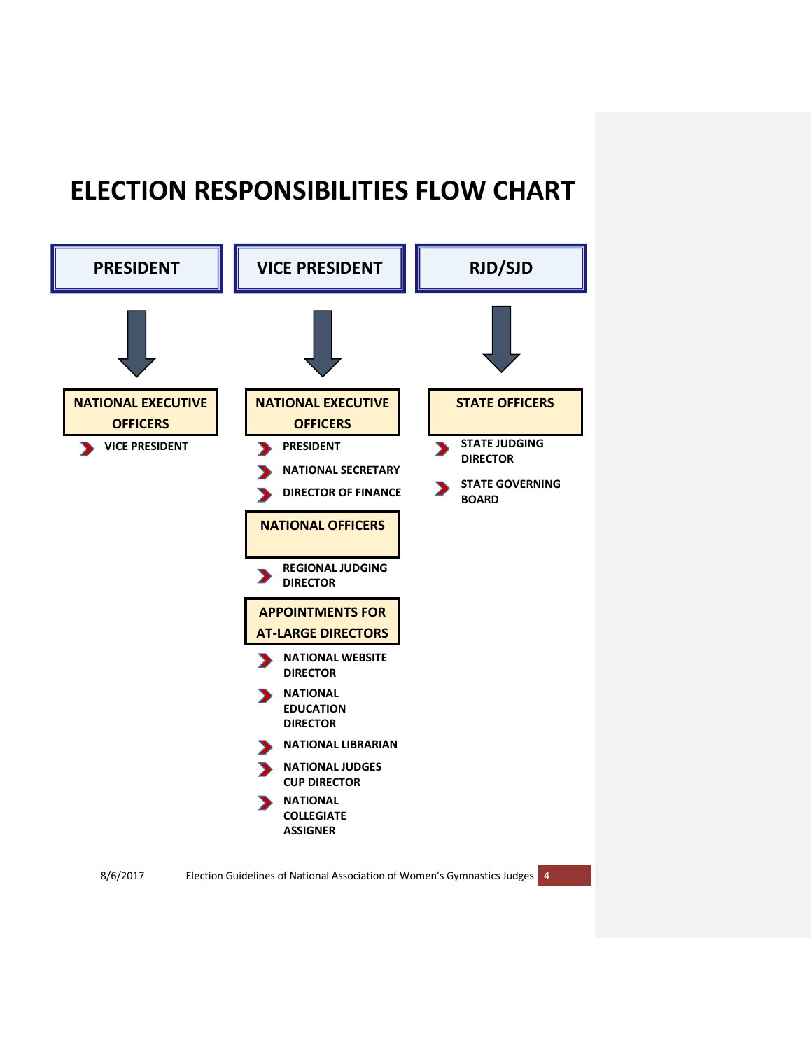# ELECTION RESPONSIBILITIES FLOW CHART

## PRESIDENT

**NATIONAL EXECUTIVE OFFICERS**

- VICE PRESIDENT

## VICE PRESIDENT

**NATIONAL EXECUTIVE OFFICERS**

- PRESIDENT
- NATIONAL SECRETARY
- DIRECTOR OF FINANCE

**NATIONAL OFFICERS**

- REGIONAL JUDGING DIRECTOR

**APPOINTMENTS FOR AT-LARGE DIRECTORS**

- NATIONAL WEBSITE DIRECTOR
- NATIONAL EDUCATION DIRECTOR
- NATIONAL LIBRARIAN
- NATIONAL JUDGES CUP DIRECTOR
- NATIONAL COLLEGIATE ASSIGNER

## RJD/SJD

**STATE OFFICERS**

- STATE JUDGING DIRECTOR
- STATE GOVERNING BOARD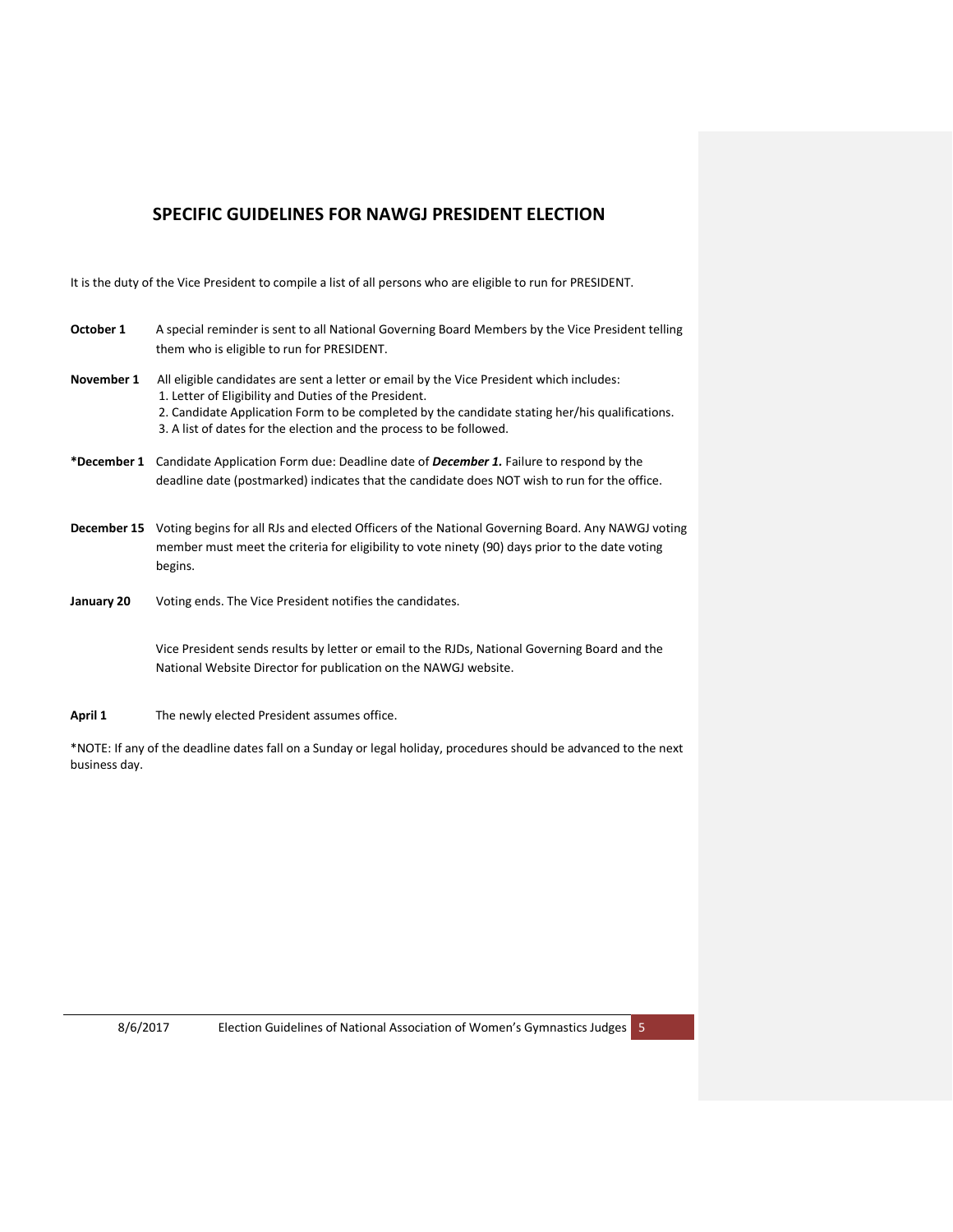# SPECIFIC GUIDELINES FOR NAWGJ PRESIDENT ELECTION

It is the duty of the Vice President to compile a list of all persons who are eligible to run for PRESIDENT.

**October 1** A special reminder is sent to all National Governing Board Members by the Vice President telling them who is eligible to run for PRESIDENT.

**November 1** All eligible candidates are sent a letter or email by the Vice President which includes:
1. Letter of Eligibility and Duties of the President.
2. Candidate Application Form to be completed by the candidate stating her/his qualifications.
3. A list of dates for the election and the process to be followed.

**\*December 1** Candidate Application Form due: Deadline date of ***December 1.*** Failure to respond by the deadline date (postmarked) indicates that the candidate does NOT wish to run for the office.

**December 15** Voting begins for all RJs and elected Officers of the National Governing Board. Any NAWGJ voting member must meet the criteria for eligibility to vote ninety (90) days prior to the date voting begins.

**January 20** Voting ends. The Vice President notifies the candidates.

Vice President sends results by letter or email to the RJDs, National Governing Board and the National Website Director for publication on the NAWGJ website.

**April 1** The newly elected President assumes office.

\*NOTE: If any of the deadline dates fall on a Sunday or legal holiday, procedures should be advanced to the next business day.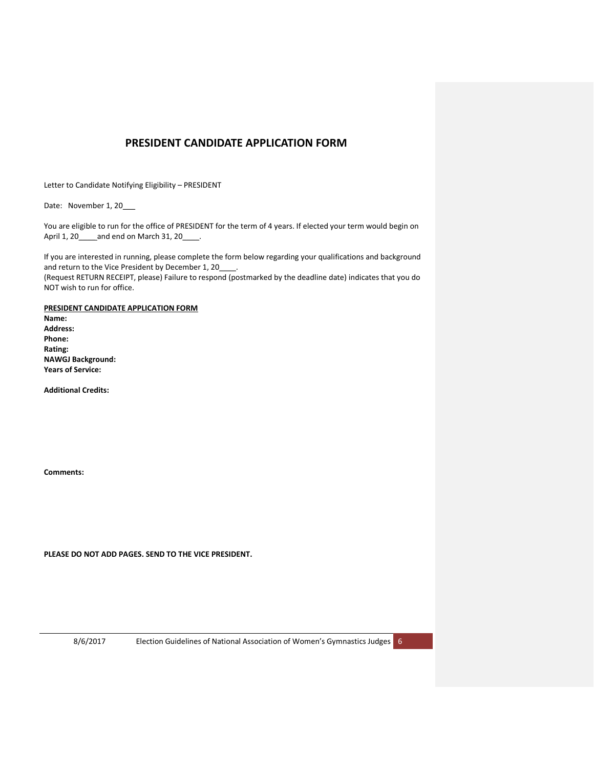# PRESIDENT CANDIDATE APPLICATION FORM

Letter to Candidate Notifying Eligibility – PRESIDENT

Date: November 1, 20___

You are eligible to run for the office of PRESIDENT for the term of 4 years. If elected your term would begin on April 1, 20____ and end on March 31, 20____.

If you are interested in running, please complete the form below regarding your qualifications and background and return to the Vice President by December 1, 20____.
(Request RETURN RECEIPT, please) Failure to respond (postmarked by the deadline date) indicates that you do NOT wish to run for office.

**PRESIDENT CANDIDATE APPLICATION FORM**

**Name:**
**Address:**
**Phone:**
**Rating:**
**NAWGJ Background:**
**Years of Service:**

**Additional Credits:**

**Comments:**

**PLEASE DO NOT ADD PAGES. SEND TO THE VICE PRESIDENT.**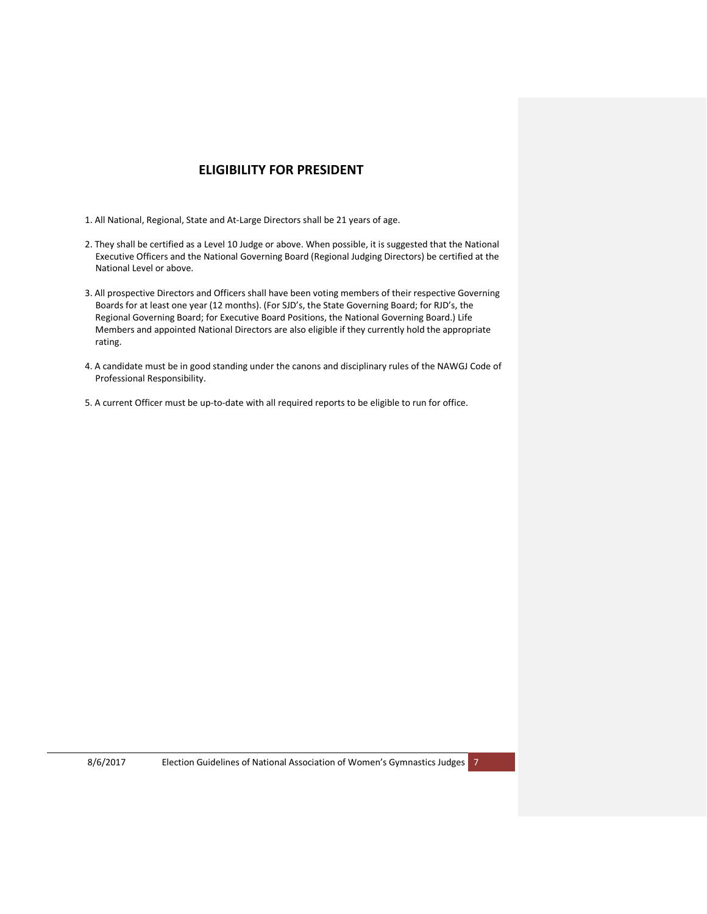## ELIGIBILITY FOR PRESIDENT

1. All National, Regional, State and At-Large Directors shall be 21 years of age.
2. They shall be certified as a Level 10 Judge or above. When possible, it is suggested that the National Executive Officers and the National Governing Board (Regional Judging Directors) be certified at the National Level or above.
3. All prospective Directors and Officers shall have been voting members of their respective Governing Boards for at least one year (12 months). (For SJD's, the State Governing Board; for RJD's, the Regional Governing Board; for Executive Board Positions, the National Governing Board.) Life Members and appointed National Directors are also eligible if they currently hold the appropriate rating.
4. A candidate must be in good standing under the canons and disciplinary rules of the NAWGJ Code of Professional Responsibility.
5. A current Officer must be up-to-date with all required reports to be eligible to run for office.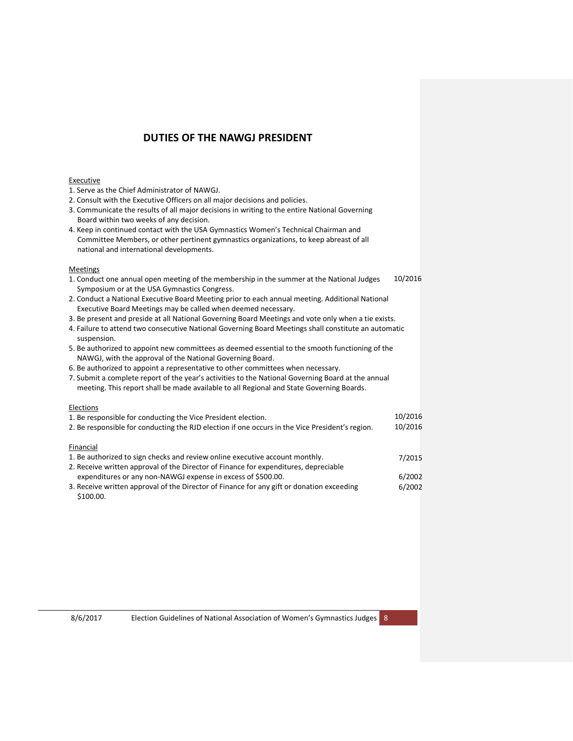# DUTIES OF THE NAWGJ PRESIDENT

Executive

1. Serve as the Chief Administrator of NAWGJ.
2. Consult with the Executive Officers on all major decisions and policies.
3. Communicate the results of all major decisions in writing to the entire National Governing Board within two weeks of any decision.
4. Keep in continued contact with the USA Gymnastics Women's Technical Chairman and Committee Members, or other pertinent gymnastics organizations, to keep abreast of all national and international developments.

Meetings

1. Conduct one annual open meeting of the membership in the summer at the National Judges Symposium or at the USA Gymnastics Congress. 10/2016
2. Conduct a National Executive Board Meeting prior to each annual meeting. Additional National Executive Board Meetings may be called when deemed necessary.
3. Be present and preside at all National Governing Board Meetings and vote only when a tie exists.
4. Failure to attend two consecutive National Governing Board Meetings shall constitute an automatic suspension.
5. Be authorized to appoint new committees as deemed essential to the smooth functioning of the NAWGJ, with the approval of the National Governing Board.
6. Be authorized to appoint a representative to other committees when necessary.
7. Submit a complete report of the year's activities to the National Governing Board at the annual meeting. This report shall be made available to all Regional and State Governing Boards.

Elections

1. Be responsible for conducting the Vice President election. 10/2016
2. Be responsible for conducting the RJD election if one occurs in the Vice President's region. 10/2016

Financial

1. Be authorized to sign checks and review online executive account monthly. 7/2015
2. Receive written approval of the Director of Finance for expenditures, depreciable expenditures or any non-NAWGJ expense in excess of $500.00. 6/2002
3. Receive written approval of the Director of Finance for any gift or donation exceeding $100.00. 6/2002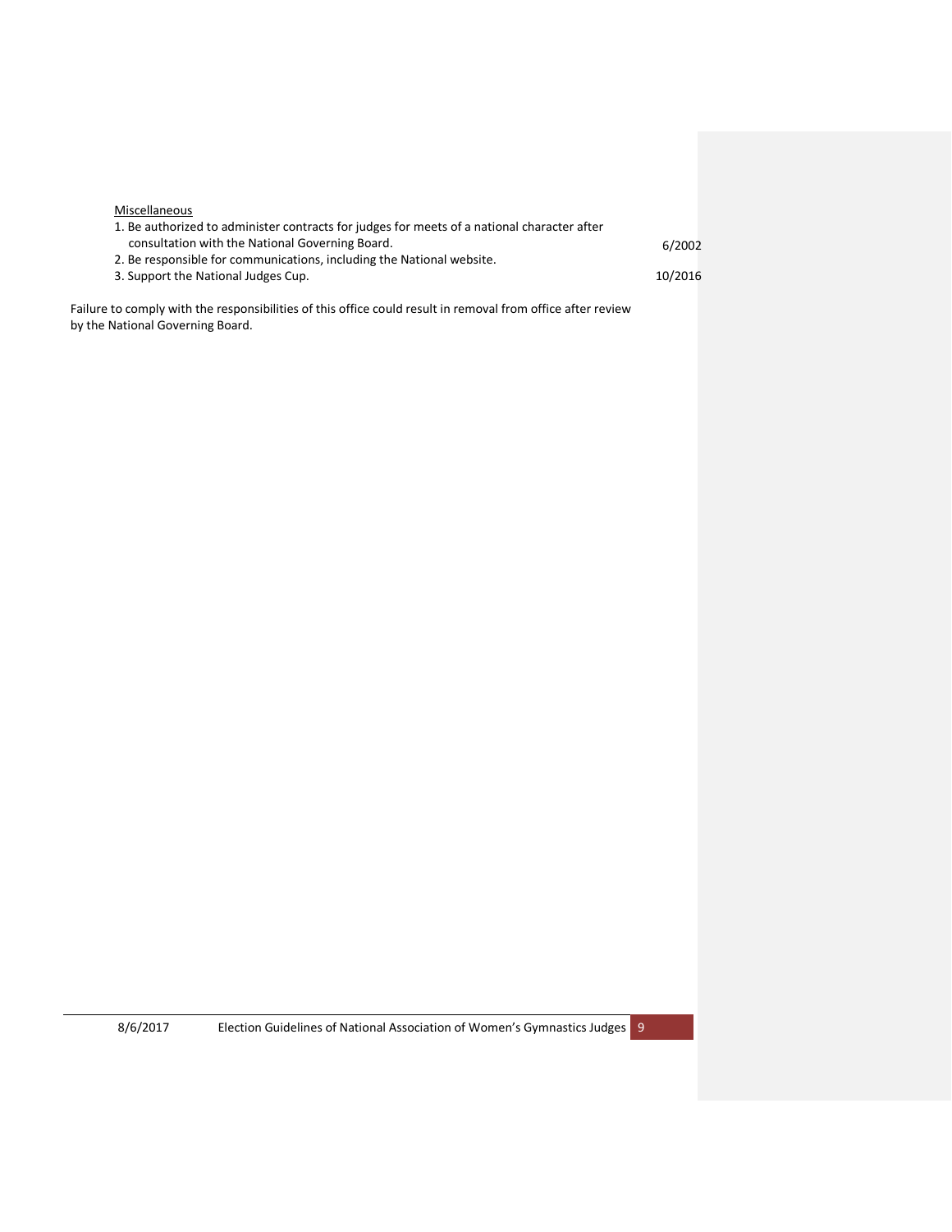<u>Miscellaneous</u>

1. Be authorized to administer contracts for judges for meets of a national character after consultation with the National Governing Board. 6/2002
2. Be responsible for communications, including the National website.
3. Support the National Judges Cup. 10/2016

Failure to comply with the responsibilities of this office could result in removal from office after review by the National Governing Board.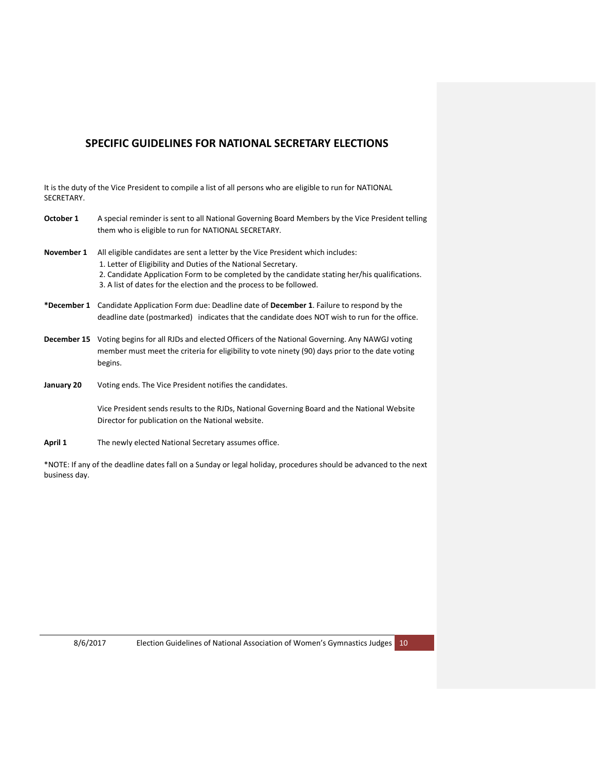## SPECIFIC GUIDELINES FOR NATIONAL SECRETARY ELECTIONS

It is the duty of the Vice President to compile a list of all persons who are eligible to run for NATIONAL SECRETARY.

**October 1** A special reminder is sent to all National Governing Board Members by the Vice President telling them who is eligible to run for NATIONAL SECRETARY.

**November 1** All eligible candidates are sent a letter by the Vice President which includes:

1. Letter of Eligibility and Duties of the National Secretary.
2. Candidate Application Form to be completed by the candidate stating her/his qualifications.
3. A list of dates for the election and the process to be followed.

**\*December 1** Candidate Application Form due: Deadline date of **December 1**. Failure to respond by the deadline date (postmarked) indicates that the candidate does NOT wish to run for the office.

**December 15** Voting begins for all RJDs and elected Officers of the National Governing. Any NAWGJ voting member must meet the criteria for eligibility to vote ninety (90) days prior to the date voting begins.

**January 20** Voting ends. The Vice President notifies the candidates.

Vice President sends results to the RJDs, National Governing Board and the National Website Director for publication on the National website.

**April 1** The newly elected National Secretary assumes office.

\*NOTE: If any of the deadline dates fall on a Sunday or legal holiday, procedures should be advanced to the next business day.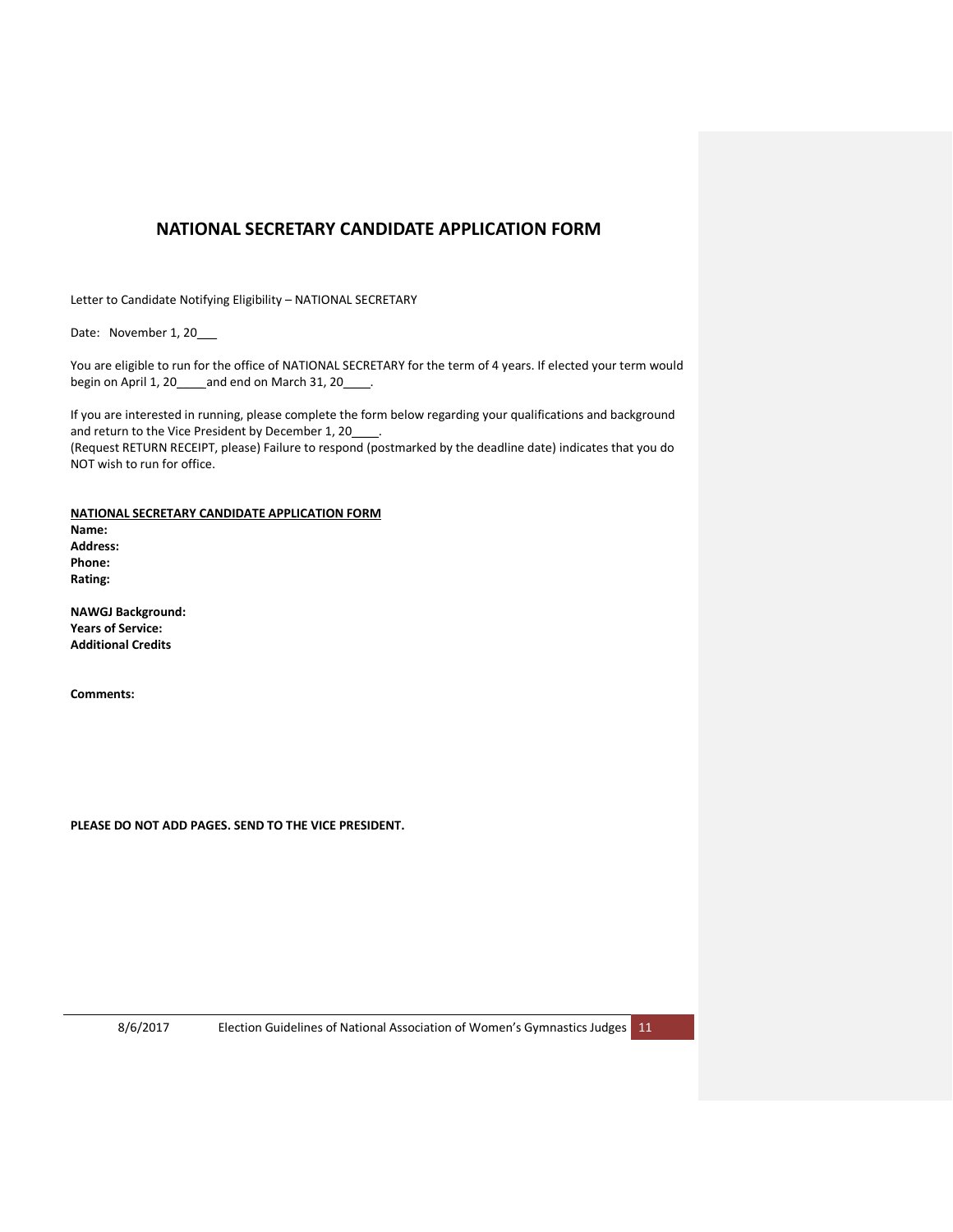# NATIONAL SECRETARY CANDIDATE APPLICATION FORM

Letter to Candidate Notifying Eligibility – NATIONAL SECRETARY

Date: November 1, 20___

You are eligible to run for the office of NATIONAL SECRETARY for the term of 4 years. If elected your term would begin on April 1, 20_____and end on March 31, 20____.

If you are interested in running, please complete the form below regarding your qualifications and background and return to the Vice President by December 1, 20____.
(Request RETURN RECEIPT, please) Failure to respond (postmarked by the deadline date) indicates that you do NOT wish to run for office.

**NATIONAL SECRETARY CANDIDATE APPLICATION FORM**

**Name:**
**Address:**
**Phone:**
**Rating:**

**NAWGJ Background:**
**Years of Service:**
**Additional Credits**

**Comments:**

**PLEASE DO NOT ADD PAGES. SEND TO THE VICE PRESIDENT.**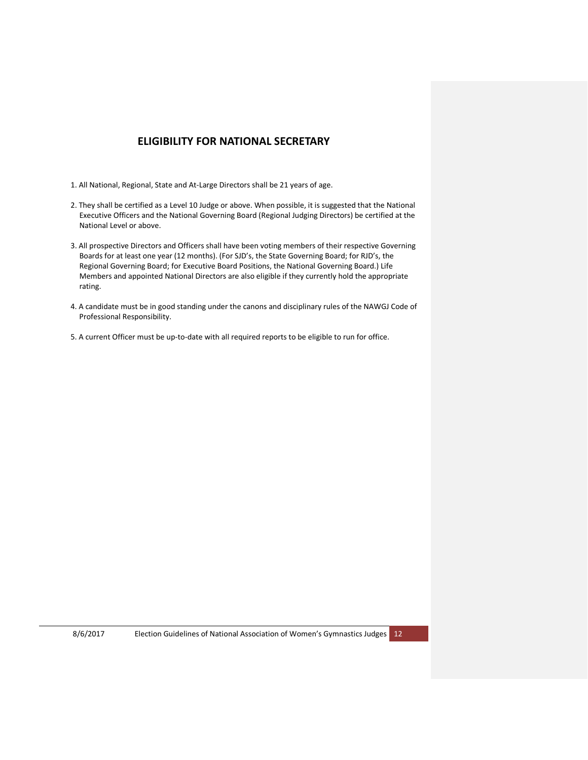# ELIGIBILITY FOR NATIONAL SECRETARY

1. All National, Regional, State and At-Large Directors shall be 21 years of age.

2. They shall be certified as a Level 10 Judge or above. When possible, it is suggested that the National Executive Officers and the National Governing Board (Regional Judging Directors) be certified at the National Level or above.

3. All prospective Directors and Officers shall have been voting members of their respective Governing Boards for at least one year (12 months). (For SJD's, the State Governing Board; for RJD's, the Regional Governing Board; for Executive Board Positions, the National Governing Board.) Life Members and appointed National Directors are also eligible if they currently hold the appropriate rating.

4. A candidate must be in good standing under the canons and disciplinary rules of the NAWGJ Code of Professional Responsibility.

5. A current Officer must be up-to-date with all required reports to be eligible to run for office.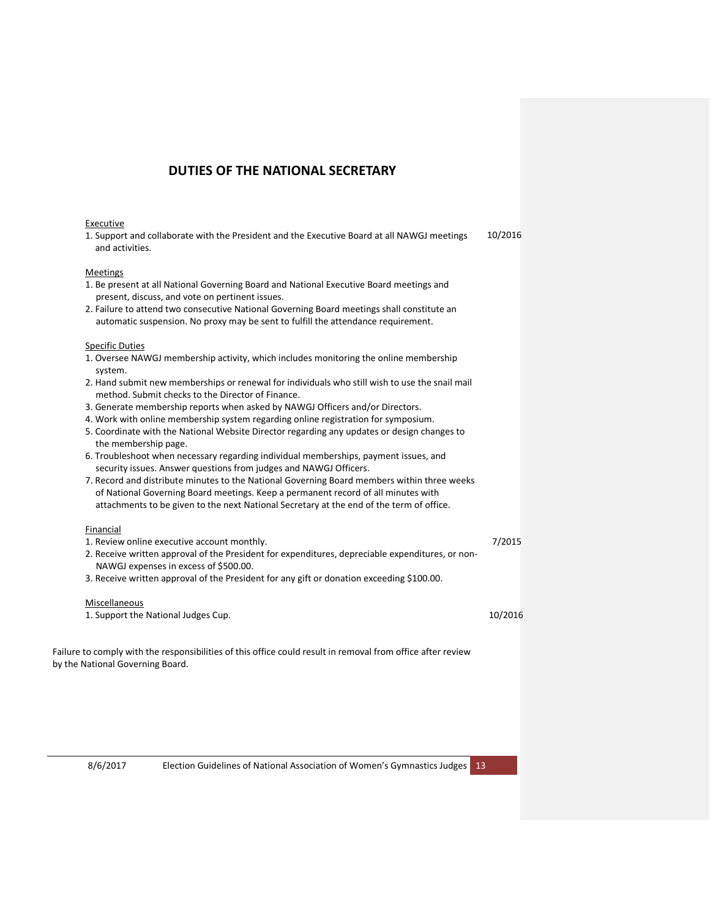# DUTIES OF THE NATIONAL SECRETARY

Executive

1. Support and collaborate with the President and the Executive Board at all NAWGJ meetings and activities. 10/2016

Meetings

1. Be present at all National Governing Board and National Executive Board meetings and present, discuss, and vote on pertinent issues.
2. Failure to attend two consecutive National Governing Board meetings shall constitute an automatic suspension. No proxy may be sent to fulfill the attendance requirement.

Specific Duties

1. Oversee NAWGJ membership activity, which includes monitoring the online membership system.
2. Hand submit new memberships or renewal for individuals who still wish to use the snail mail method. Submit checks to the Director of Finance.
3. Generate membership reports when asked by NAWGJ Officers and/or Directors.
4. Work with online membership system regarding online registration for symposium.
5. Coordinate with the National Website Director regarding any updates or design changes to the membership page.
6. Troubleshoot when necessary regarding individual memberships, payment issues, and security issues. Answer questions from judges and NAWGJ Officers.
7. Record and distribute minutes to the National Governing Board members within three weeks of National Governing Board meetings. Keep a permanent record of all minutes with attachments to be given to the next National Secretary at the end of the term of office.

Financial

1. Review online executive account monthly. 7/2015
2. Receive written approval of the President for expenditures, depreciable expenditures, or non-NAWGJ expenses in excess of $500.00.
3. Receive written approval of the President for any gift or donation exceeding $100.00.

Miscellaneous

1. Support the National Judges Cup. 10/2016

Failure to comply with the responsibilities of this office could result in removal from office after review by the National Governing Board.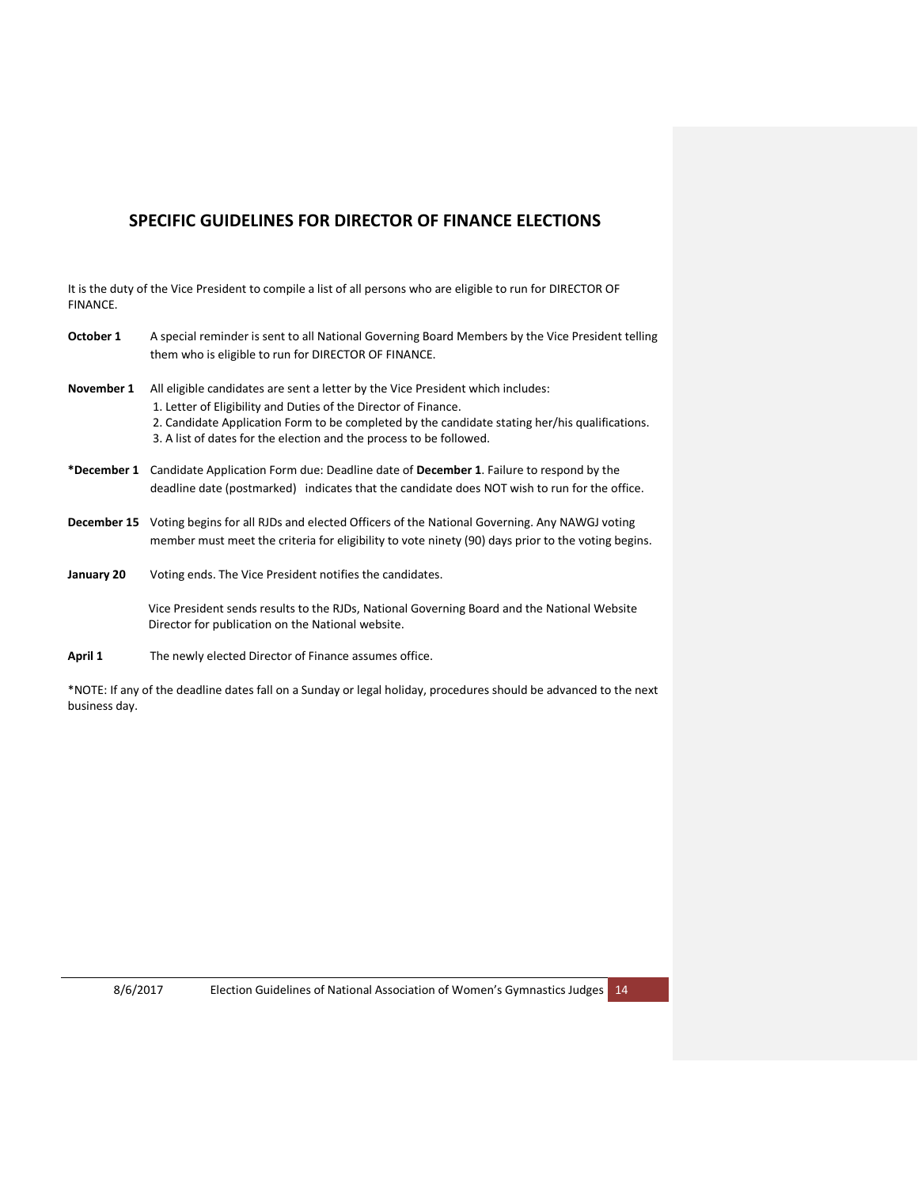## SPECIFIC GUIDELINES FOR DIRECTOR OF FINANCE ELECTIONS

It is the duty of the Vice President to compile a list of all persons who are eligible to run for DIRECTOR OF FINANCE.

**October 1** A special reminder is sent to all National Governing Board Members by the Vice President telling them who is eligible to run for DIRECTOR OF FINANCE.

**November 1** All eligible candidates are sent a letter by the Vice President which includes:

1. Letter of Eligibility and Duties of the Director of Finance.
2. Candidate Application Form to be completed by the candidate stating her/his qualifications.
3. A list of dates for the election and the process to be followed.

**\*December 1** Candidate Application Form due: Deadline date of **December 1**. Failure to respond by the deadline date (postmarked) indicates that the candidate does NOT wish to run for the office.

**December 15** Voting begins for all RJDs and elected Officers of the National Governing. Any NAWGJ voting member must meet the criteria for eligibility to vote ninety (90) days prior to the voting begins.

**January 20** Voting ends. The Vice President notifies the candidates.

Vice President sends results to the RJDs, National Governing Board and the National Website Director for publication on the National website.

**April 1** The newly elected Director of Finance assumes office.

*NOTE: If any of the deadline dates fall on a Sunday or legal holiday, procedures should be advanced to the next business day.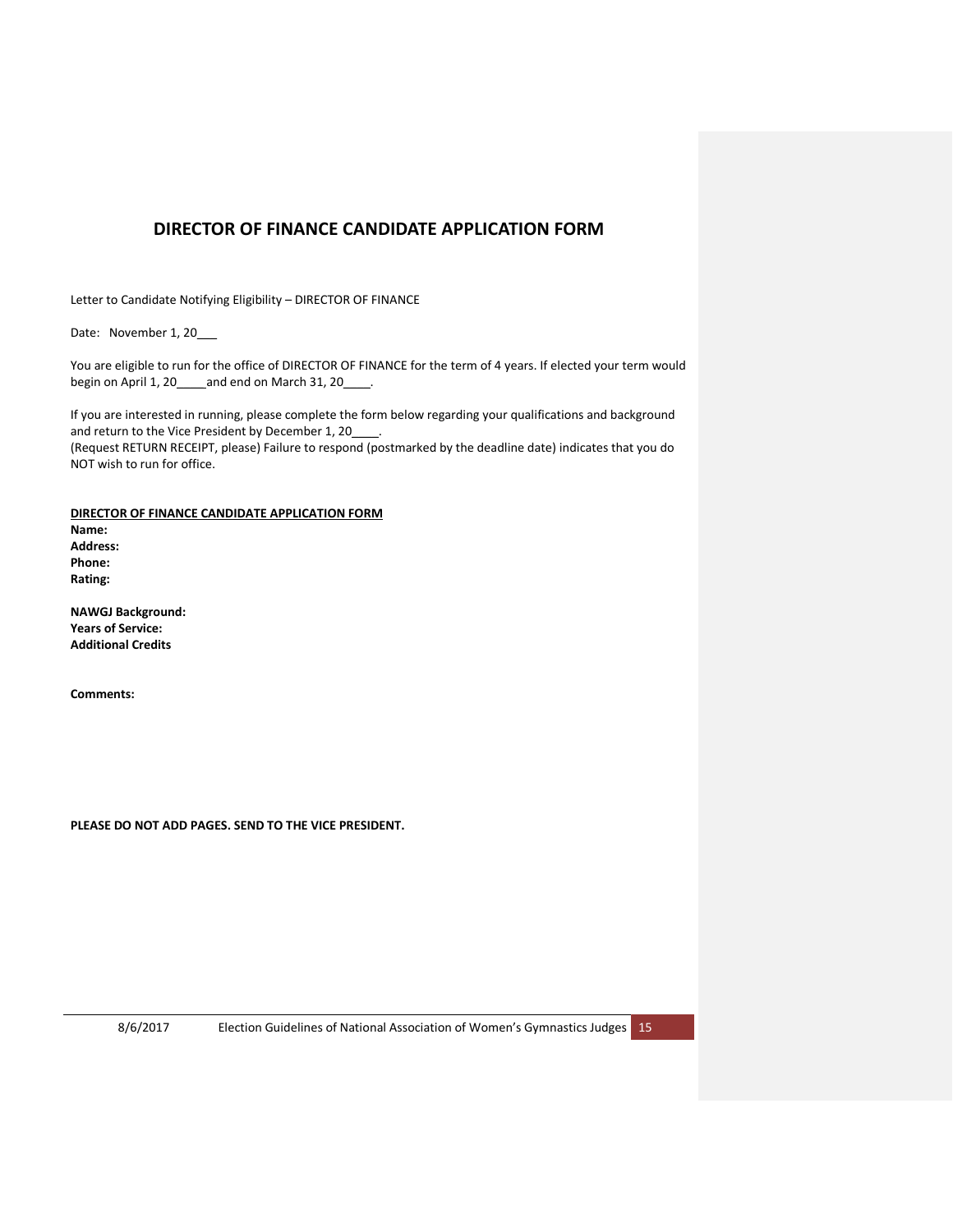# DIRECTOR OF FINANCE CANDIDATE APPLICATION FORM

Letter to Candidate Notifying Eligibility – DIRECTOR OF FINANCE

Date: November 1, 20___

You are eligible to run for the office of DIRECTOR OF FINANCE for the term of 4 years. If elected your term would begin on April 1, 20_____and end on March 31, 20____.

If you are interested in running, please complete the form below regarding your qualifications and background and return to the Vice President by December 1, 20____.
(Request RETURN RECEIPT, please) Failure to respond (postmarked by the deadline date) indicates that you do NOT wish to run for office.

**DIRECTOR OF FINANCE CANDIDATE APPLICATION FORM**

**Name:**
**Address:**
**Phone:**
**Rating:**

**NAWGJ Background:**
**Years of Service:**
**Additional Credits**

**Comments:**

**PLEASE DO NOT ADD PAGES. SEND TO THE VICE PRESIDENT.**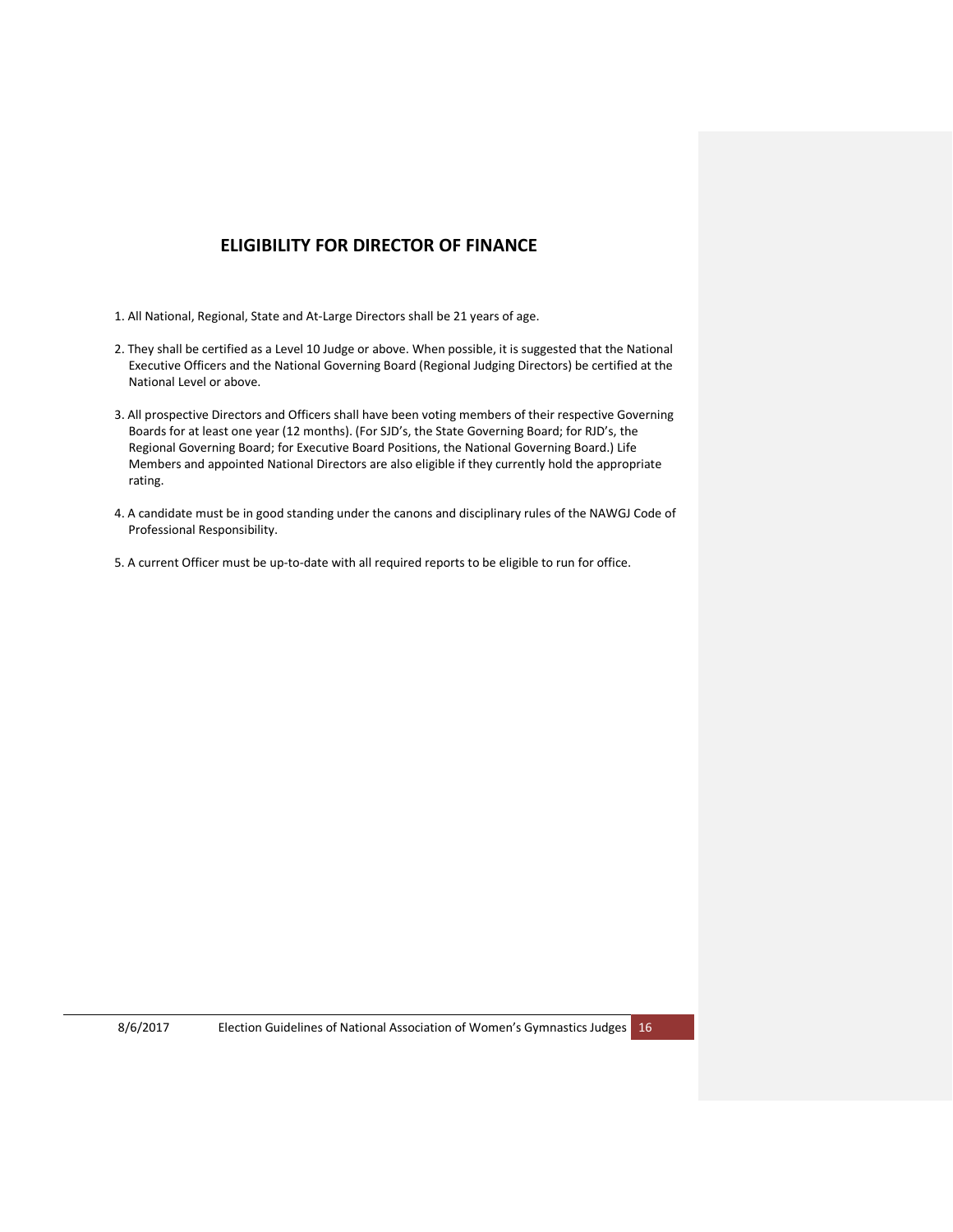## ELIGIBILITY FOR DIRECTOR OF FINANCE

1. All National, Regional, State and At-Large Directors shall be 21 years of age.

2. They shall be certified as a Level 10 Judge or above. When possible, it is suggested that the National Executive Officers and the National Governing Board (Regional Judging Directors) be certified at the National Level or above.

3. All prospective Directors and Officers shall have been voting members of their respective Governing Boards for at least one year (12 months). (For SJD's, the State Governing Board; for RJD's, the Regional Governing Board; for Executive Board Positions, the National Governing Board.) Life Members and appointed National Directors are also eligible if they currently hold the appropriate rating.

4. A candidate must be in good standing under the canons and disciplinary rules of the NAWGJ Code of Professional Responsibility.

5. A current Officer must be up-to-date with all required reports to be eligible to run for office.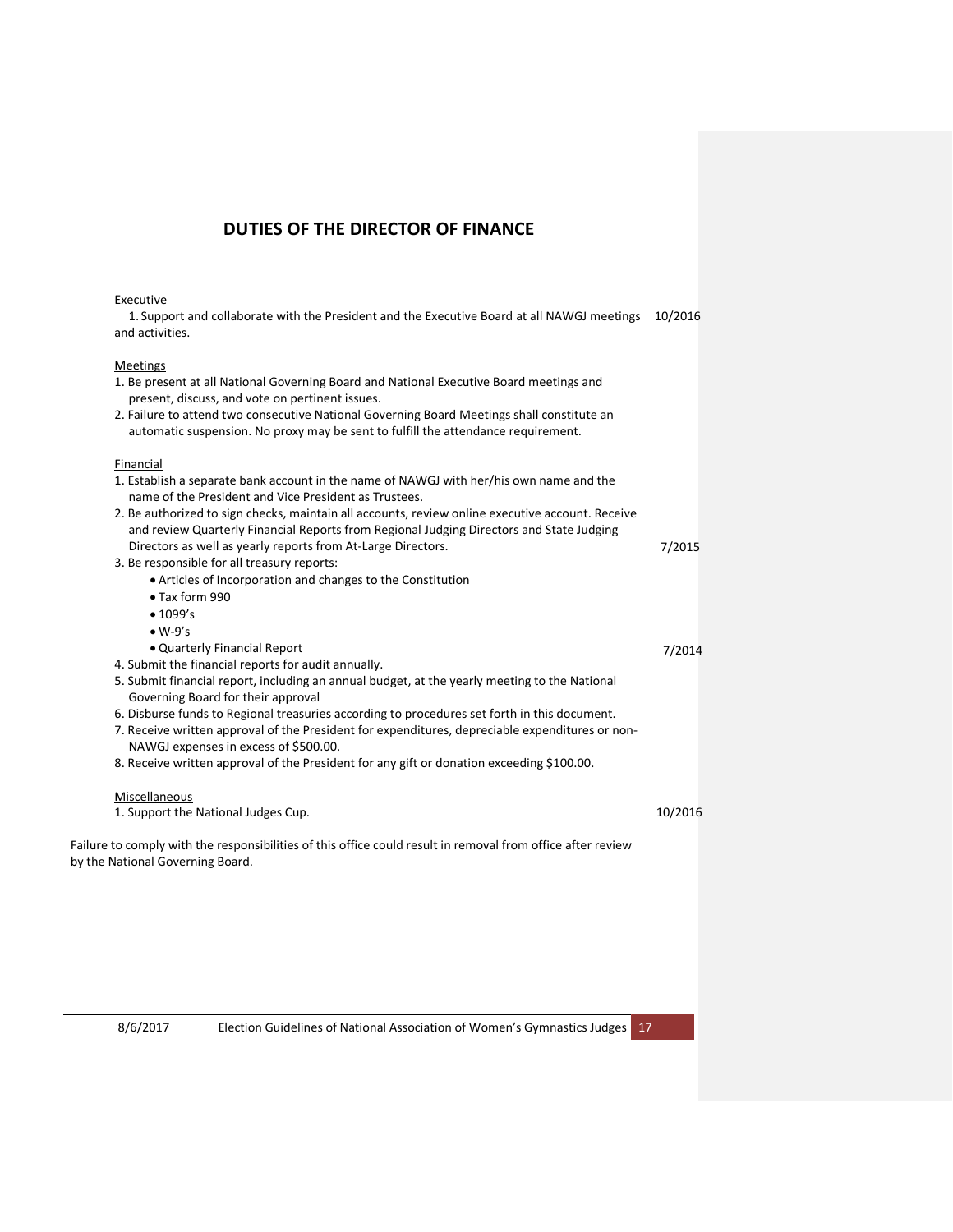# DUTIES OF THE DIRECTOR OF FINANCE

Executive

1. Support and collaborate with the President and the Executive Board at all NAWGJ meetings and activities. 10/2016

Meetings

1. Be present at all National Governing Board and National Executive Board meetings and present, discuss, and vote on pertinent issues.
2. Failure to attend two consecutive National Governing Board Meetings shall constitute an automatic suspension. No proxy may be sent to fulfill the attendance requirement.

Financial

1. Establish a separate bank account in the name of NAWGJ with her/his own name and the name of the President and Vice President as Trustees.
2. Be authorized to sign checks, maintain all accounts, review online executive account. Receive and review Quarterly Financial Reports from Regional Judging Directors and State Judging Directors as well as yearly reports from At-Large Directors. 7/2015
3. Be responsible for all treasury reports:
   - Articles of Incorporation and changes to the Constitution
   - Tax form 990
   - 1099's
   - W-9's
   - Quarterly Financial Report 7/2014
4. Submit the financial reports for audit annually.
5. Submit financial report, including an annual budget, at the yearly meeting to the National Governing Board for their approval
6. Disburse funds to Regional treasuries according to procedures set forth in this document.
7. Receive written approval of the President for expenditures, depreciable expenditures or non-NAWGJ expenses in excess of $500.00.
8. Receive written approval of the President for any gift or donation exceeding $100.00.

Miscellaneous

1. Support the National Judges Cup. 10/2016

Failure to comply with the responsibilities of this office could result in removal from office after review by the National Governing Board.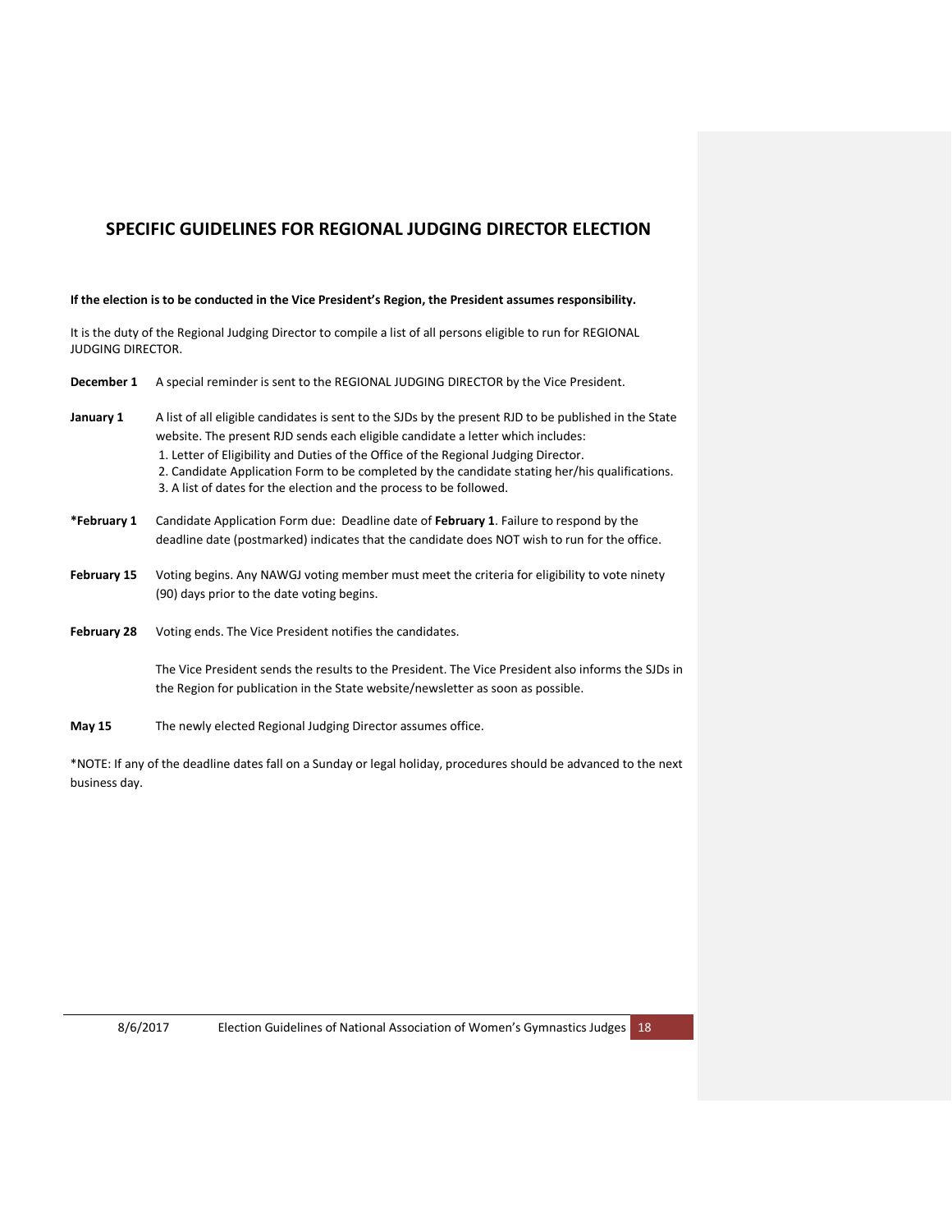## SPECIFIC GUIDELINES FOR REGIONAL JUDGING DIRECTOR ELECTION

**If the election is to be conducted in the Vice President's Region, the President assumes responsibility.**

It is the duty of the Regional Judging Director to compile a list of all persons eligible to run for REGIONAL JUDGING DIRECTOR.

**December 1** A special reminder is sent to the REGIONAL JUDGING DIRECTOR by the Vice President.

**January 1** A list of all eligible candidates is sent to the SJDs by the present RJD to be published in the State website. The present RJD sends each eligible candidate a letter which includes:

1. Letter of Eligibility and Duties of the Office of the Regional Judging Director.
2. Candidate Application Form to be completed by the candidate stating her/his qualifications.
3. A list of dates for the election and the process to be followed.

**\*February 1** Candidate Application Form due: Deadline date of **February 1**. Failure to respond by the deadline date (postmarked) indicates that the candidate does NOT wish to run for the office.

**February 15** Voting begins. Any NAWGJ voting member must meet the criteria for eligibility to vote ninety (90) days prior to the date voting begins.

**February 28** Voting ends. The Vice President notifies the candidates.

The Vice President sends the results to the President. The Vice President also informs the SJDs in the Region for publication in the State website/newsletter as soon as possible.

**May 15** The newly elected Regional Judging Director assumes office.

\*NOTE: If any of the deadline dates fall on a Sunday or legal holiday, procedures should be advanced to the next business day.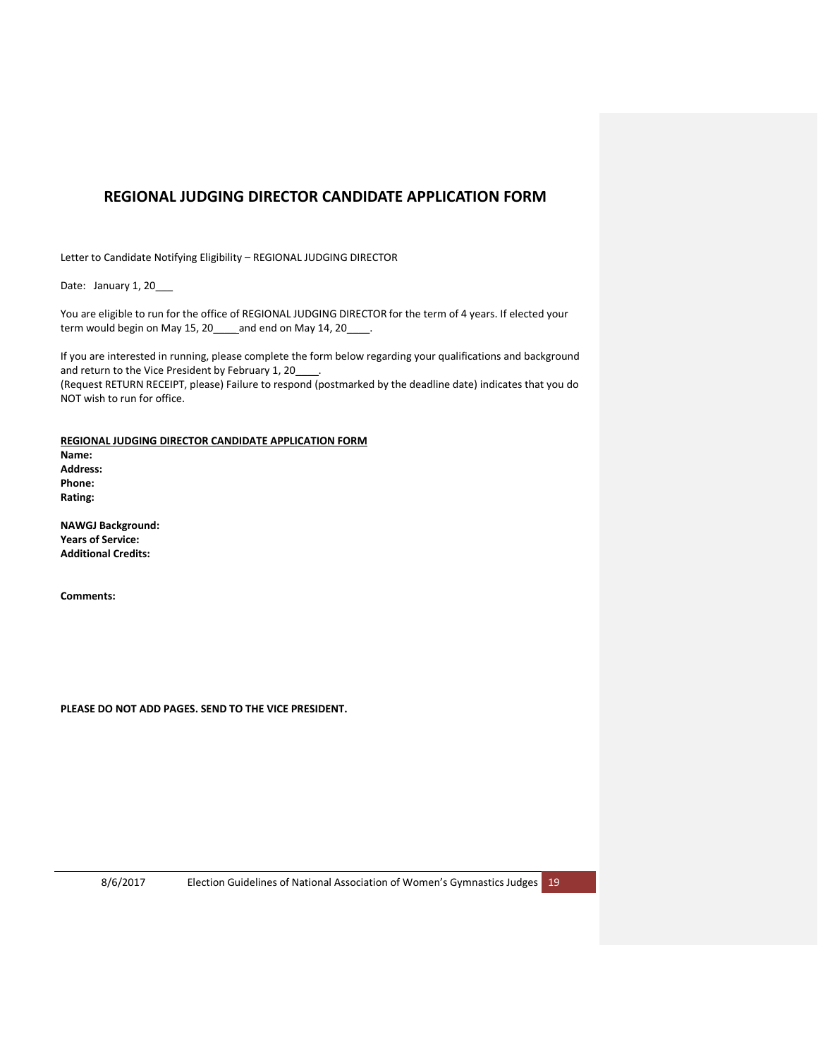# REGIONAL JUDGING DIRECTOR CANDIDATE APPLICATION FORM

Letter to Candidate Notifying Eligibility – REGIONAL JUDGING DIRECTOR

Date: January 1, 20___

You are eligible to run for the office of REGIONAL JUDGING DIRECTOR for the term of 4 years. If elected your term would begin on May 15, 20_____and end on May 14, 20____.

If you are interested in running, please complete the form below regarding your qualifications and background and return to the Vice President by February 1, 20____.
(Request RETURN RECEIPT, please) Failure to respond (postmarked by the deadline date) indicates that you do NOT wish to run for office.

**REGIONAL JUDGING DIRECTOR CANDIDATE APPLICATION FORM**

**Name:**
**Address:**
**Phone:**
**Rating:**

**NAWGJ Background:**
**Years of Service:**
**Additional Credits:**

**Comments:**

**PLEASE DO NOT ADD PAGES. SEND TO THE VICE PRESIDENT.**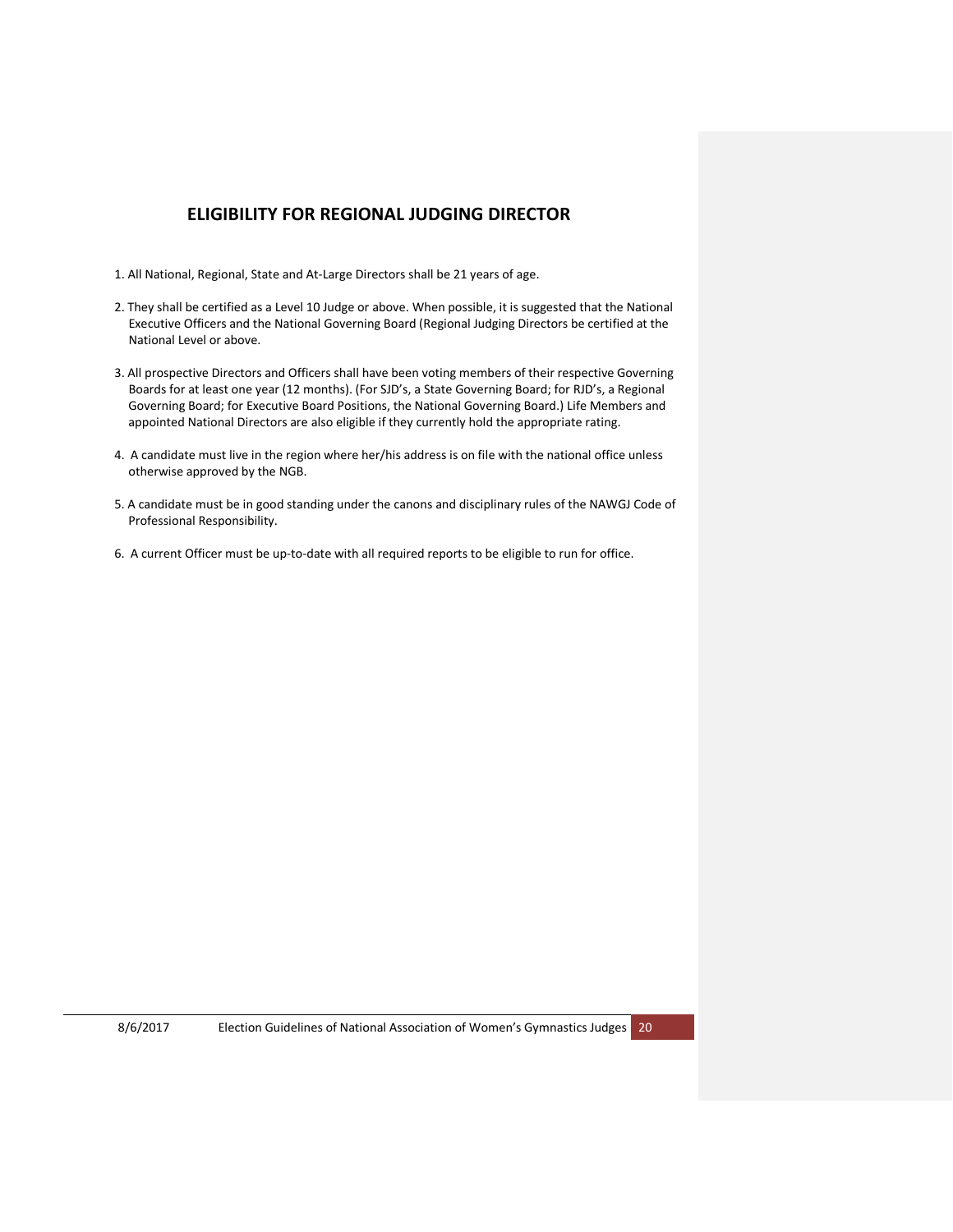## ELIGIBILITY FOR REGIONAL JUDGING DIRECTOR

1. All National, Regional, State and At-Large Directors shall be 21 years of age.

2. They shall be certified as a Level 10 Judge or above. When possible, it is suggested that the National Executive Officers and the National Governing Board (Regional Judging Directors be certified at the National Level or above.

3. All prospective Directors and Officers shall have been voting members of their respective Governing Boards for at least one year (12 months). (For SJD's, a State Governing Board; for RJD's, a Regional Governing Board; for Executive Board Positions, the National Governing Board.) Life Members and appointed National Directors are also eligible if they currently hold the appropriate rating.

4. A candidate must live in the region where her/his address is on file with the national office unless otherwise approved by the NGB.

5. A candidate must be in good standing under the canons and disciplinary rules of the NAWGJ Code of Professional Responsibility.

6. A current Officer must be up-to-date with all required reports to be eligible to run for office.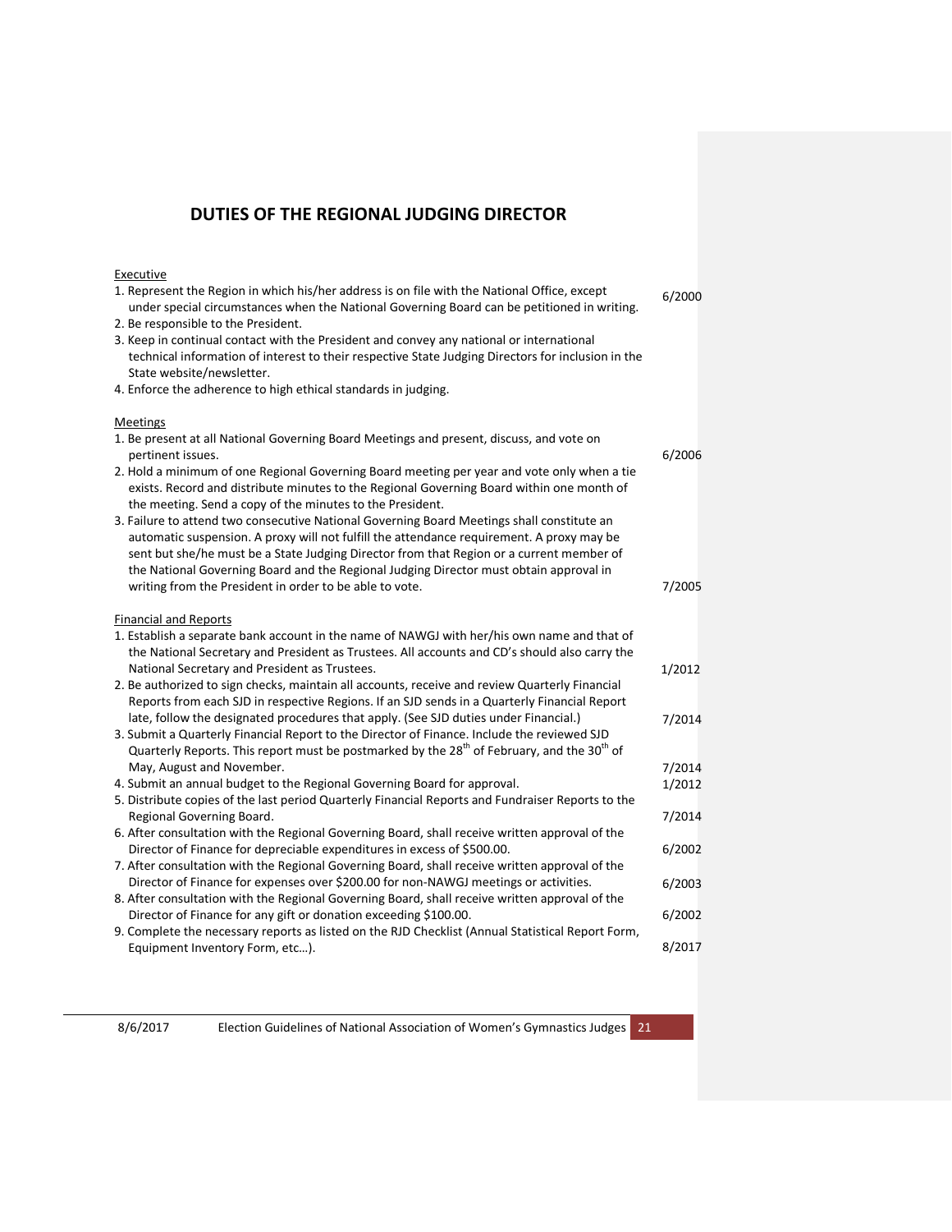# DUTIES OF THE REGIONAL JUDGING DIRECTOR

Executive

1. Represent the Region in which his/her address is on file with the National Office, except under special circumstances when the National Governing Board can be petitioned in writing. 6/2000
2. Be responsible to the President.
3. Keep in continual contact with the President and convey any national or international technical information of interest to their respective State Judging Directors for inclusion in the State website/newsletter.
4. Enforce the adherence to high ethical standards in judging.

Meetings

1. Be present at all National Governing Board Meetings and present, discuss, and vote on pertinent issues. 6/2006
2. Hold a minimum of one Regional Governing Board meeting per year and vote only when a tie exists. Record and distribute minutes to the Regional Governing Board within one month of the meeting. Send a copy of the minutes to the President.
3. Failure to attend two consecutive National Governing Board Meetings shall constitute an automatic suspension. A proxy will not fulfill the attendance requirement. A proxy may be sent but she/he must be a State Judging Director from that Region or a current member of the National Governing Board and the Regional Judging Director must obtain approval in writing from the President in order to be able to vote. 7/2005

Financial and Reports

1. Establish a separate bank account in the name of NAWGJ with her/his own name and that of the National Secretary and President as Trustees. All accounts and CD's should also carry the National Secretary and President as Trustees. 1/2012
2. Be authorized to sign checks, maintain all accounts, receive and review Quarterly Financial Reports from each SJD in respective Regions. If an SJD sends in a Quarterly Financial Report late, follow the designated procedures that apply. (See SJD duties under Financial.) 7/2014
3. Submit a Quarterly Financial Report to the Director of Finance. Include the reviewed SJD Quarterly Reports. This report must be postmarked by the 28th of February, and the 30th of May, August and November. 7/2014
4. Submit an annual budget to the Regional Governing Board for approval. 1/2012
5. Distribute copies of the last period Quarterly Financial Reports and Fundraiser Reports to the Regional Governing Board. 7/2014
6. After consultation with the Regional Governing Board, shall receive written approval of the Director of Finance for depreciable expenditures in excess of $500.00. 6/2002
7. After consultation with the Regional Governing Board, shall receive written approval of the Director of Finance for expenses over $200.00 for non-NAWGJ meetings or activities. 6/2003
8. After consultation with the Regional Governing Board, shall receive written approval of the Director of Finance for any gift or donation exceeding $100.00. 6/2002
9. Complete the necessary reports as listed on the RJD Checklist (Annual Statistical Report Form, Equipment Inventory Form, etc…). 8/2017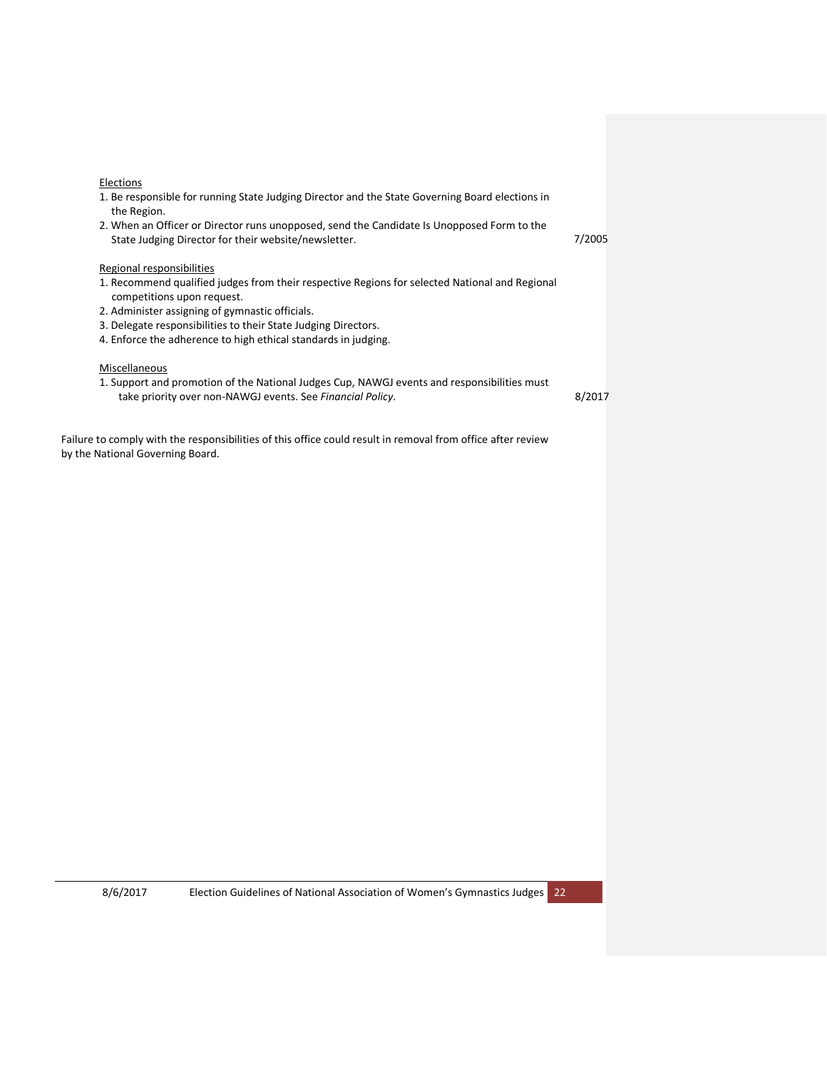Elections

1. Be responsible for running State Judging Director and the State Governing Board elections in the Region.
2. When an Officer or Director runs unopposed, send the Candidate Is Unopposed Form to the State Judging Director for their website/newsletter. 7/2005

Regional responsibilities

1. Recommend qualified judges from their respective Regions for selected National and Regional competitions upon request.
2. Administer assigning of gymnastic officials.
3. Delegate responsibilities to their State Judging Directors.
4. Enforce the adherence to high ethical standards in judging.

Miscellaneous

1. Support and promotion of the National Judges Cup, NAWGJ events and responsibilities must take priority over non-NAWGJ events. See *Financial Policy*. 8/2017

Failure to comply with the responsibilities of this office could result in removal from office after review by the National Governing Board.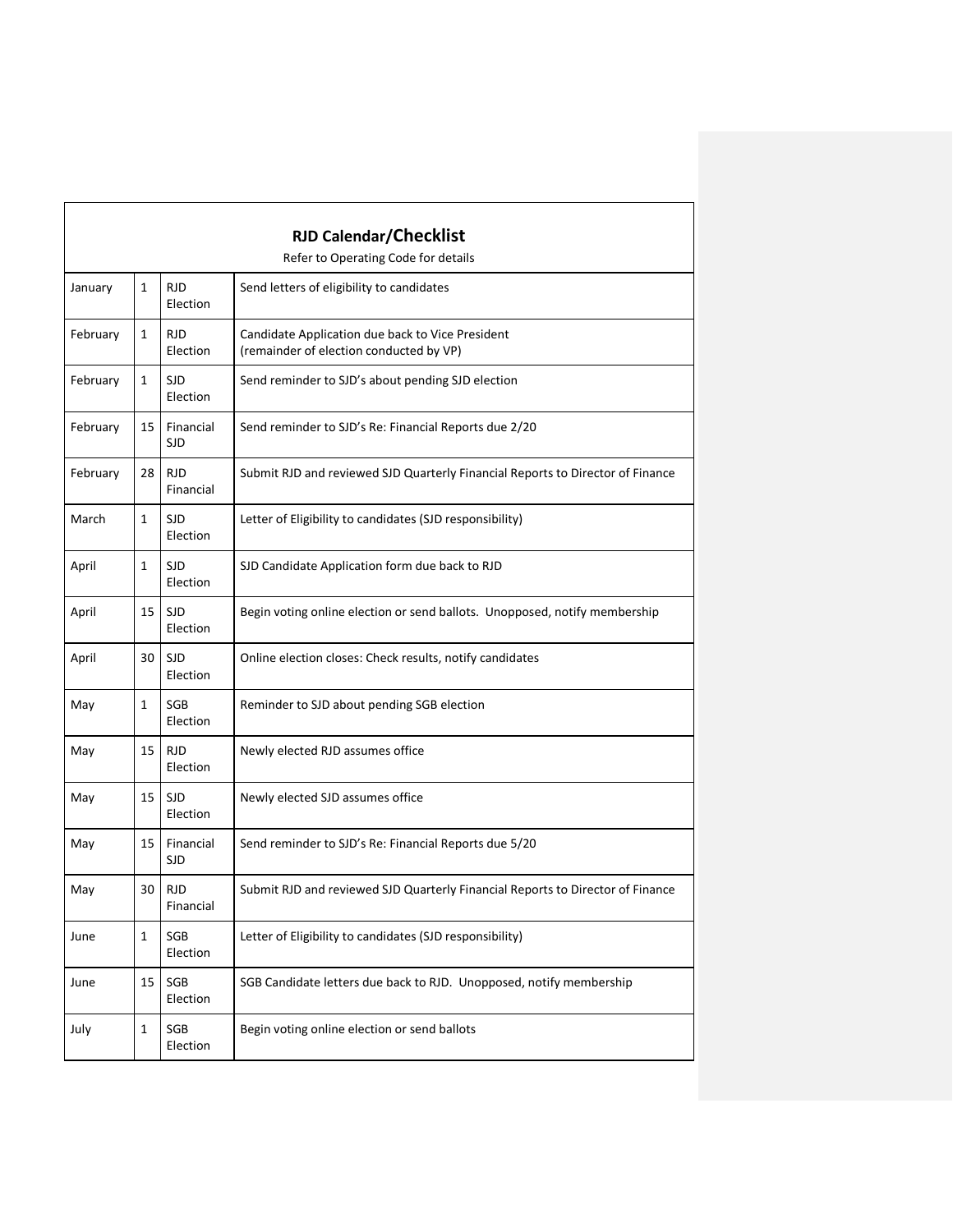## RJD Calendar/Checklist

Refer to Operating Code for details

| Month | Day | Category | Task |
|---|---|---|---|
| January | 1 | RJD Election | Send letters of eligibility to candidates |
| February | 1 | RJD Election | Candidate Application due back to Vice President (remainder of election conducted by VP) |
| February | 1 | SJD Election | Send reminder to SJD's about pending SJD election |
| February | 15 | Financial SJD | Send reminder to SJD's Re: Financial Reports due 2/20 |
| February | 28 | RJD Financial | Submit RJD and reviewed SJD Quarterly Financial Reports to Director of Finance |
| March | 1 | SJD Election | Letter of Eligibility to candidates (SJD responsibility) |
| April | 1 | SJD Election | SJD Candidate Application form due back to RJD |
| April | 15 | SJD Election | Begin voting online election or send ballots. Unopposed, notify membership |
| April | 30 | SJD Election | Online election closes: Check results, notify candidates |
| May | 1 | SGB Election | Reminder to SJD about pending SGB election |
| May | 15 | RJD Election | Newly elected RJD assumes office |
| May | 15 | SJD Election | Newly elected SJD assumes office |
| May | 15 | Financial SJD | Send reminder to SJD's Re: Financial Reports due 5/20 |
| May | 30 | RJD Financial | Submit RJD and reviewed SJD Quarterly Financial Reports to Director of Finance |
| June | 1 | SGB Election | Letter of Eligibility to candidates (SJD responsibility) |
| June | 15 | SGB Election | SGB Candidate letters due back to RJD. Unopposed, notify membership |
| July | 1 | SGB Election | Begin voting online election or send ballots |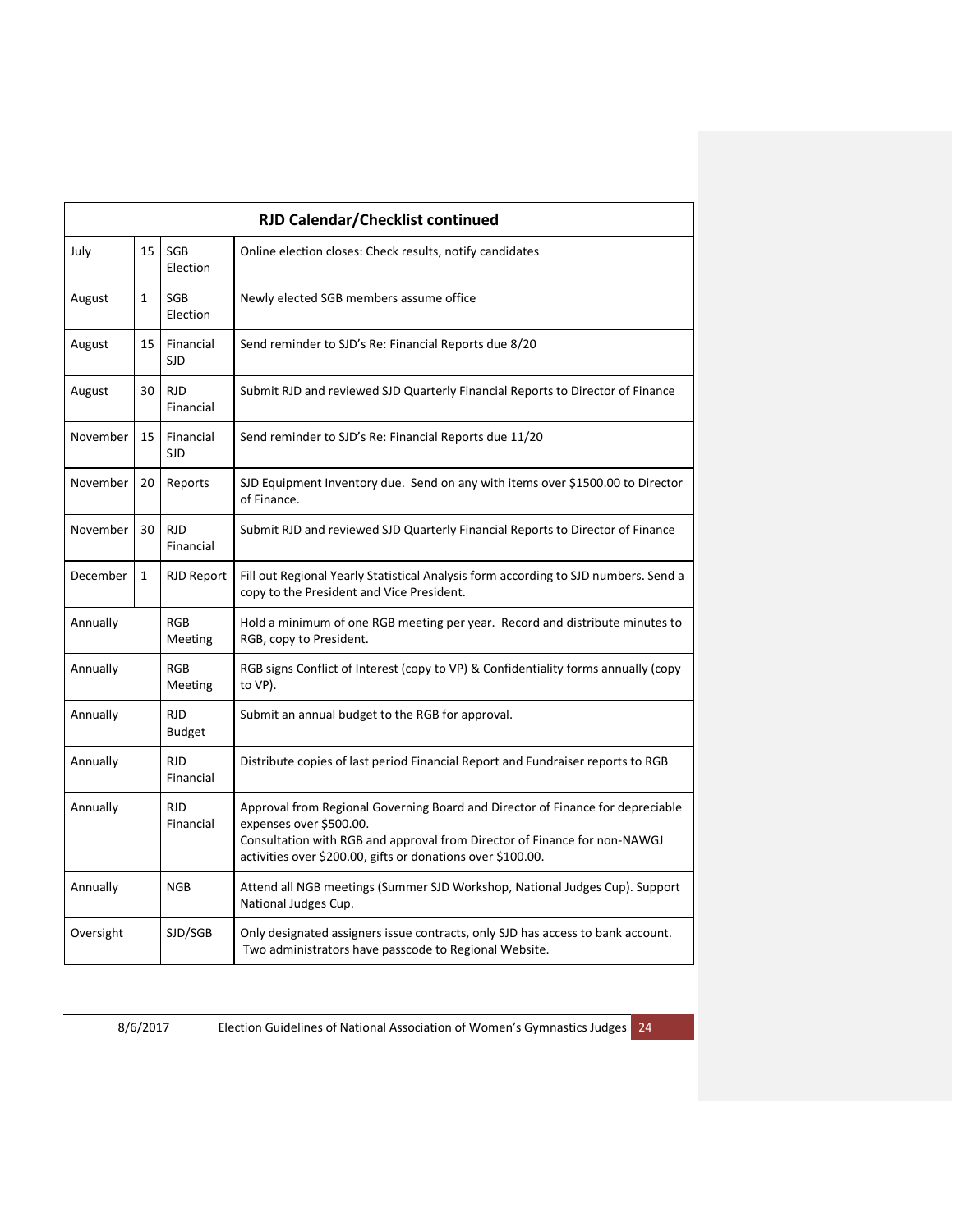| RJD Calendar/Checklist continued | | | |
|---|---|---|---|
| July | 15 | SGB Election | Online election closes: Check results, notify candidates |
| August | 1 | SGB Election | Newly elected SGB members assume office |
| August | 15 | Financial SJD | Send reminder to SJD's Re: Financial Reports due 8/20 |
| August | 30 | RJD Financial | Submit RJD and reviewed SJD Quarterly Financial Reports to Director of Finance |
| November | 15 | Financial SJD | Send reminder to SJD's Re: Financial Reports due 11/20 |
| November | 20 | Reports | SJD Equipment Inventory due. Send on any with items over $1500.00 to Director of Finance. |
| November | 30 | RJD Financial | Submit RJD and reviewed SJD Quarterly Financial Reports to Director of Finance |
| December | 1 | RJD Report | Fill out Regional Yearly Statistical Analysis form according to SJD numbers. Send a copy to the President and Vice President. |
| Annually | | RGB Meeting | Hold a minimum of one RGB meeting per year. Record and distribute minutes to RGB, copy to President. |
| Annually | | RGB Meeting | RGB signs Conflict of Interest (copy to VP) & Confidentiality forms annually (copy to VP). |
| Annually | | RJD Budget | Submit an annual budget to the RGB for approval. |
| Annually | | RJD Financial | Distribute copies of last period Financial Report and Fundraiser reports to RGB |
| Annually | | RJD Financial | Approval from Regional Governing Board and Director of Finance for depreciable expenses over $500.00.<br>Consultation with RGB and approval from Director of Finance for non-NAWGJ activities over $200.00, gifts or donations over $100.00. |
| Annually | | NGB | Attend all NGB meetings (Summer SJD Workshop, National Judges Cup). Support National Judges Cup. |
| Oversight | | SJD/SGB | Only designated assigners issue contracts, only SJD has access to bank account. Two administrators have passcode to Regional Website. |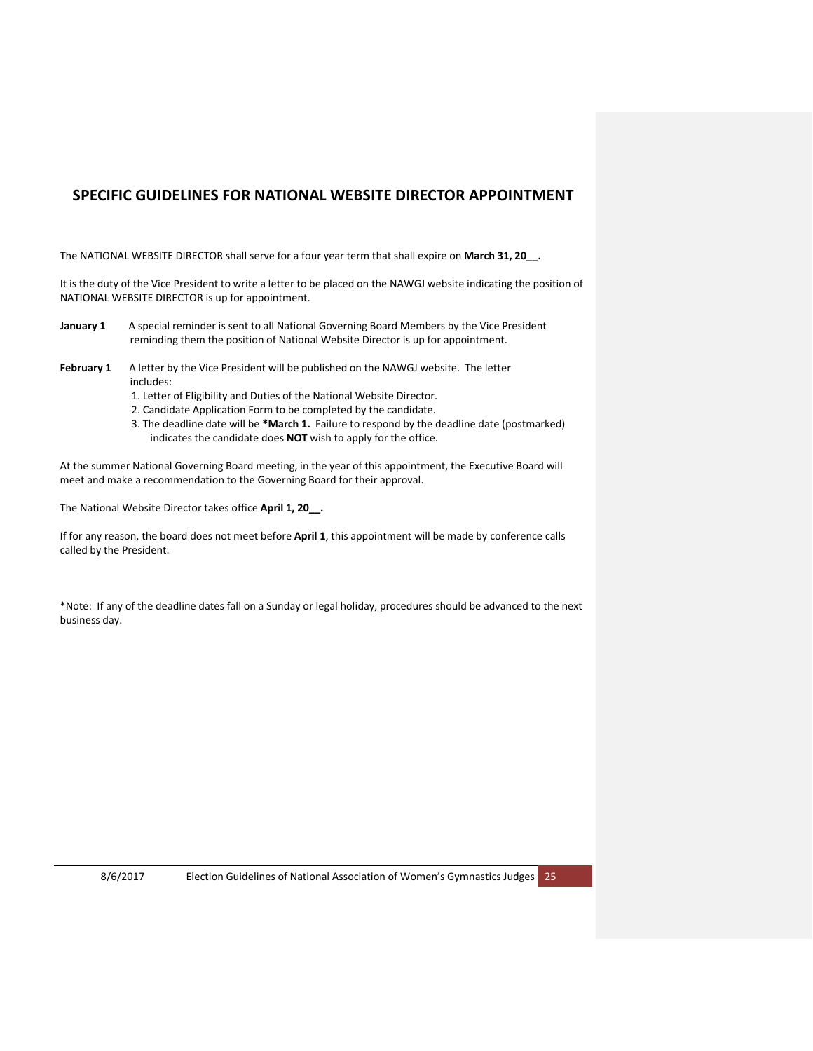## SPECIFIC GUIDELINES FOR NATIONAL WEBSITE DIRECTOR APPOINTMENT

The NATIONAL WEBSITE DIRECTOR shall serve for a four year term that shall expire on **March 31, 20__.**

It is the duty of the Vice President to write a letter to be placed on the NAWGJ website indicating the position of NATIONAL WEBSITE DIRECTOR is up for appointment.

**January 1** A special reminder is sent to all National Governing Board Members by the Vice President reminding them the position of National Website Director is up for appointment.

**February 1** A letter by the Vice President will be published on the NAWGJ website. The letter includes:

1. Letter of Eligibility and Duties of the National Website Director.
2. Candidate Application Form to be completed by the candidate.
3. The deadline date will be ***March 1.** Failure to respond by the deadline date (postmarked) indicates the candidate does **NOT** wish to apply for the office.

At the summer National Governing Board meeting, in the year of this appointment, the Executive Board will meet and make a recommendation to the Governing Board for their approval.

The National Website Director takes office **April 1, 20__.**

If for any reason, the board does not meet before **April 1**, this appointment will be made by conference calls called by the President.

*Note: If any of the deadline dates fall on a Sunday or legal holiday, procedures should be advanced to the next business day.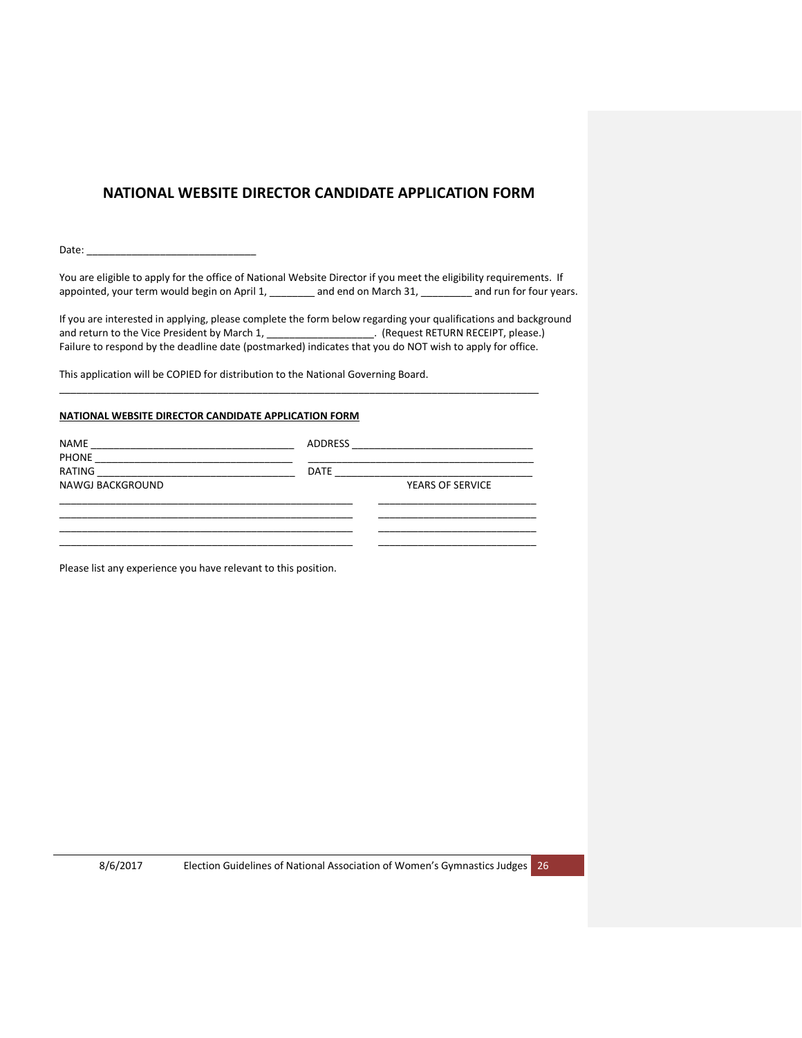# NATIONAL WEBSITE DIRECTOR CANDIDATE APPLICATION FORM

Date: ______________________________

You are eligible to apply for the office of National Website Director if you meet the eligibility requirements. If appointed, your term would begin on April 1, ________ and end on March 31, _________ and run for four years.

If you are interested in applying, please complete the form below regarding your qualifications and background and return to the Vice President by March 1, __________________. (Request RETURN RECEIPT, please.) Failure to respond by the deadline date (postmarked) indicates that you do NOT wish to apply for office.

This application will be COPIED for distribution to the National Governing Board.

______________________________________________________________________________________

**NATIONAL WEBSITE DIRECTOR CANDIDATE APPLICATION FORM**

NAME ____________________________________ ADDRESS ________________________________

PHONE ___________________________________ ________________________________________

RATING __________________________________ DATE ___________________________________

| NAWGJ BACKGROUND | YEARS OF SERVICE |
| --- | --- |
| ______________________________________ | ____________________ |
| ______________________________________ | ____________________ |
| ______________________________________ | ____________________ |
| ______________________________________ | ____________________ |

Please list any experience you have relevant to this position.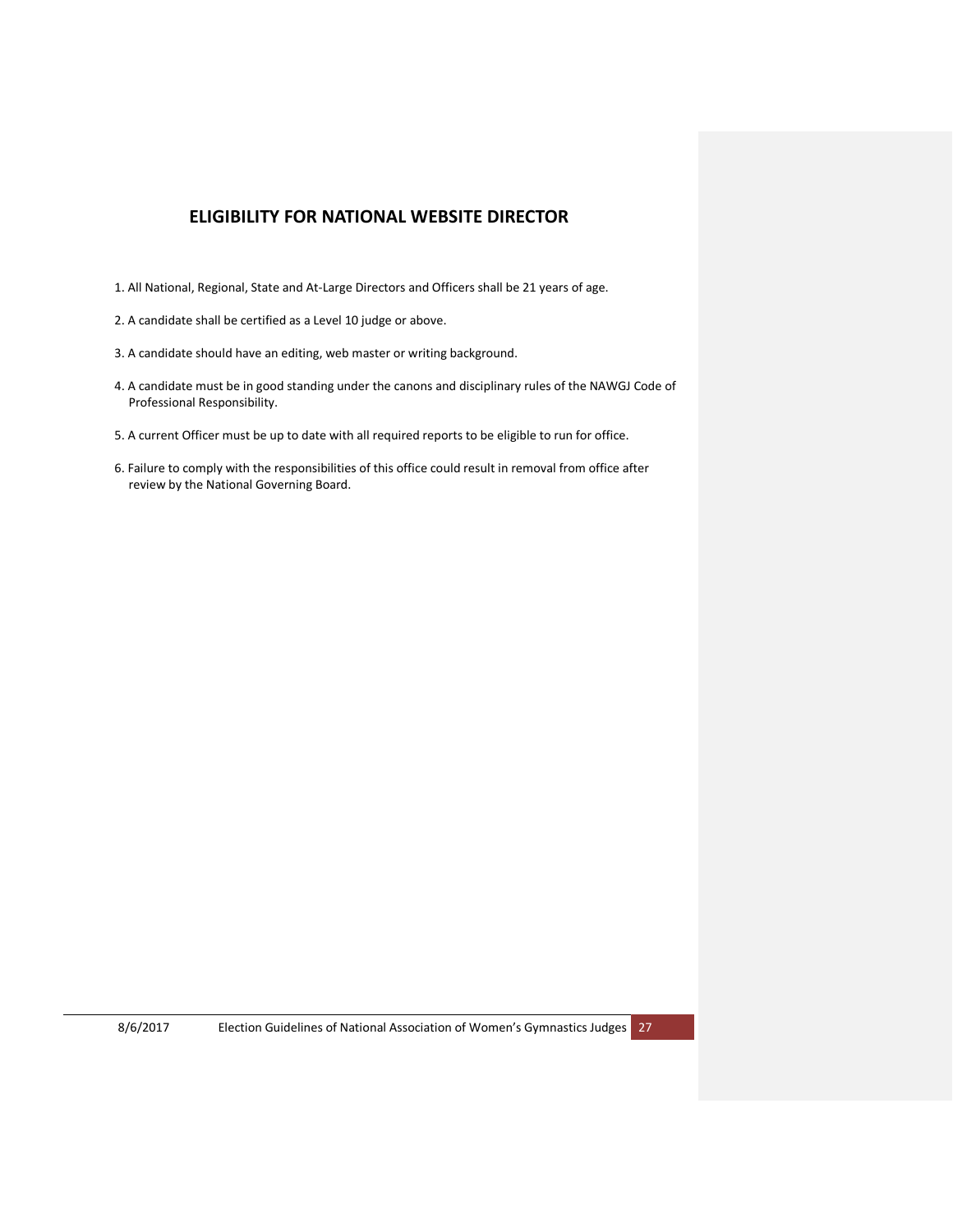## ELIGIBILITY FOR NATIONAL WEBSITE DIRECTOR

1. All National, Regional, State and At-Large Directors and Officers shall be 21 years of age.
2. A candidate shall be certified as a Level 10 judge or above.
3. A candidate should have an editing, web master or writing background.
4. A candidate must be in good standing under the canons and disciplinary rules of the NAWGJ Code of Professional Responsibility.
5. A current Officer must be up to date with all required reports to be eligible to run for office.
6. Failure to comply with the responsibilities of this office could result in removal from office after review by the National Governing Board.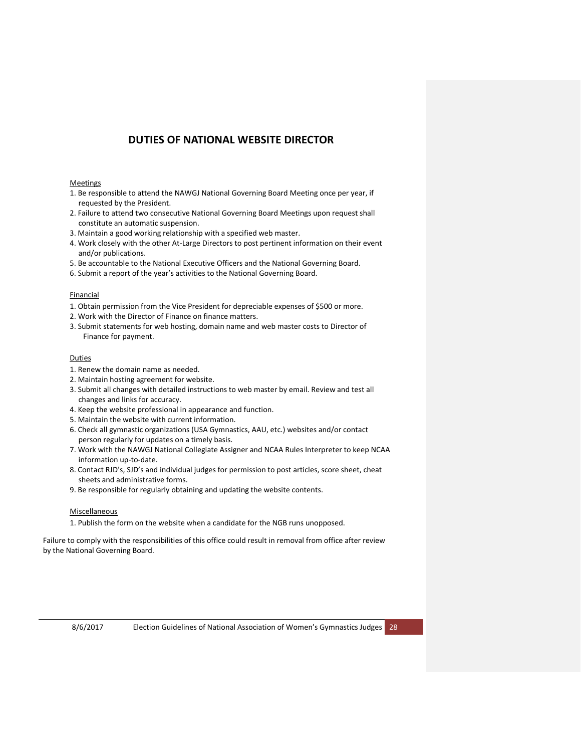# DUTIES OF NATIONAL WEBSITE DIRECTOR

Meetings

1. Be responsible to attend the NAWGJ National Governing Board Meeting once per year, if requested by the President.
2. Failure to attend two consecutive National Governing Board Meetings upon request shall constitute an automatic suspension.
3. Maintain a good working relationship with a specified web master.
4. Work closely with the other At-Large Directors to post pertinent information on their event and/or publications.
5. Be accountable to the National Executive Officers and the National Governing Board.
6. Submit a report of the year's activities to the National Governing Board.

Financial

1. Obtain permission from the Vice President for depreciable expenses of $500 or more.
2. Work with the Director of Finance on finance matters.
3. Submit statements for web hosting, domain name and web master costs to Director of Finance for payment.

Duties

1. Renew the domain name as needed.
2. Maintain hosting agreement for website.
3. Submit all changes with detailed instructions to web master by email. Review and test all changes and links for accuracy.
4. Keep the website professional in appearance and function.
5. Maintain the website with current information.
6. Check all gymnastic organizations (USA Gymnastics, AAU, etc.) websites and/or contact person regularly for updates on a timely basis.
7. Work with the NAWGJ National Collegiate Assigner and NCAA Rules Interpreter to keep NCAA information up-to-date.
8. Contact RJD's, SJD's and individual judges for permission to post articles, score sheet, cheat sheets and administrative forms.
9. Be responsible for regularly obtaining and updating the website contents.

Miscellaneous

1. Publish the form on the website when a candidate for the NGB runs unopposed.

Failure to comply with the responsibilities of this office could result in removal from office after review by the National Governing Board.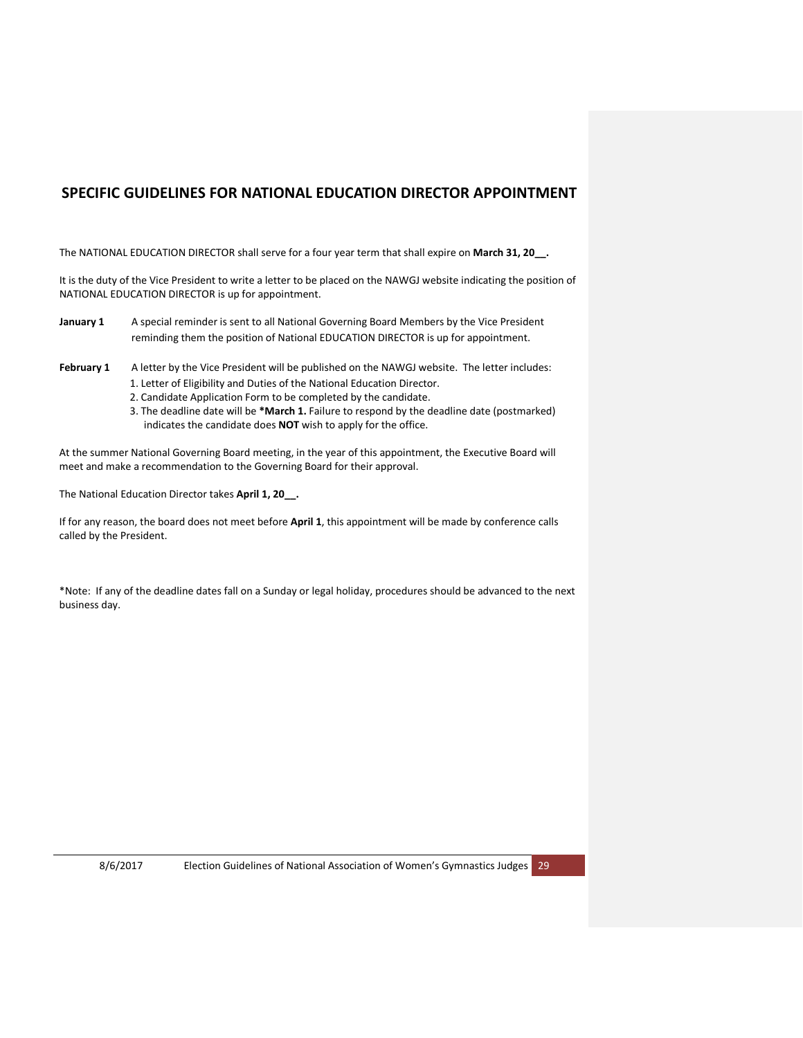# SPECIFIC GUIDELINES FOR NATIONAL EDUCATION DIRECTOR APPOINTMENT

The NATIONAL EDUCATION DIRECTOR shall serve for a four year term that shall expire on **March 31, 20__.**

It is the duty of the Vice President to write a letter to be placed on the NAWGJ website indicating the position of NATIONAL EDUCATION DIRECTOR is up for appointment.

**January 1** A special reminder is sent to all National Governing Board Members by the Vice President reminding them the position of National EDUCATION DIRECTOR is up for appointment.

**February 1** A letter by the Vice President will be published on the NAWGJ website. The letter includes:

1. Letter of Eligibility and Duties of the National Education Director.
2. Candidate Application Form to be completed by the candidate.
3. The deadline date will be ***March 1.** Failure to respond by the deadline date (postmarked) indicates the candidate does **NOT** wish to apply for the office.

At the summer National Governing Board meeting, in the year of this appointment, the Executive Board will meet and make a recommendation to the Governing Board for their approval.

The National Education Director takes **April 1, 20__.**

If for any reason, the board does not meet before **April 1**, this appointment will be made by conference calls called by the President.

*Note: If any of the deadline dates fall on a Sunday or legal holiday, procedures should be advanced to the next business day.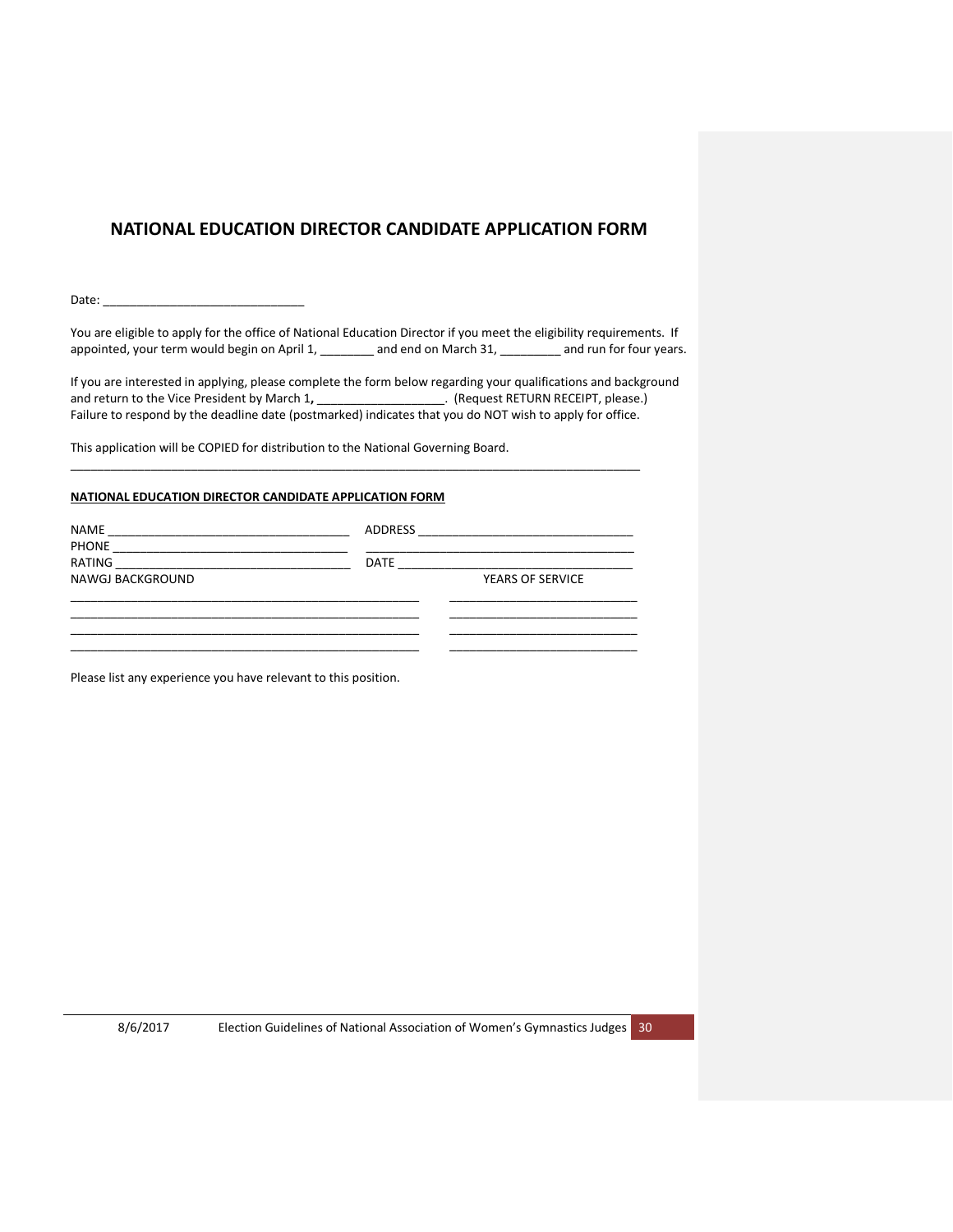# NATIONAL EDUCATION DIRECTOR CANDIDATE APPLICATION FORM

Date: ______________________________

You are eligible to apply for the office of National Education Director if you meet the eligibility requirements. If appointed, your term would begin on April 1, ________ and end on March 31, _________ and run for four years.

If you are interested in applying, please complete the form below regarding your qualifications and background and return to the Vice President by March 1**,** ___________________. (Request RETURN RECEIPT, please.) Failure to respond by the deadline date (postmarked) indicates that you do NOT wish to apply for office.

This application will be COPIED for distribution to the National Governing Board.

---

**NATIONAL EDUCATION DIRECTOR CANDIDATE APPLICATION FORM**

NAME ____________________________________ ADDRESS ________________________________

PHONE ___________________________________ ________________________________________

RATING __________________________________ DATE ___________________________________

NAWGJ BACKGROUND YEARS OF SERVICE

_____________________________________________________ ____________________________

_____________________________________________________ ____________________________

_____________________________________________________ ____________________________

_____________________________________________________ ____________________________

Please list any experience you have relevant to this position.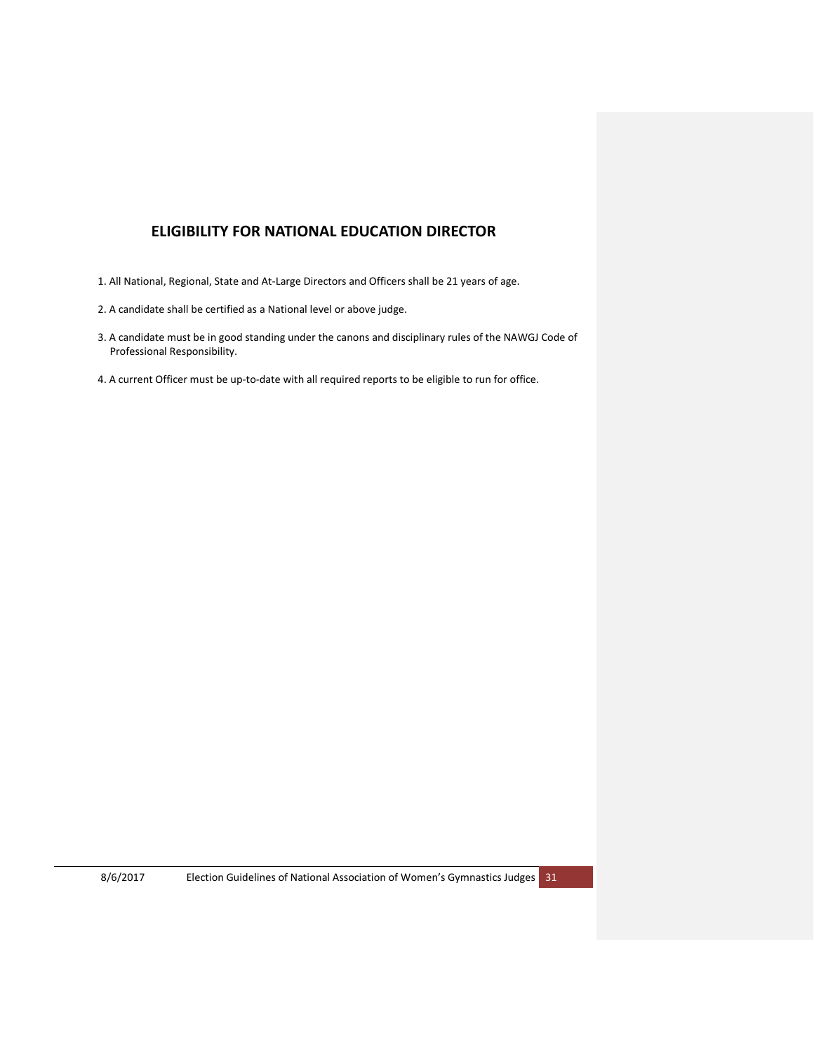# ELIGIBILITY FOR NATIONAL EDUCATION DIRECTOR

1. All National, Regional, State and At-Large Directors and Officers shall be 21 years of age.
2. A candidate shall be certified as a National level or above judge.
3. A candidate must be in good standing under the canons and disciplinary rules of the NAWGJ Code of Professional Responsibility.
4. A current Officer must be up-to-date with all required reports to be eligible to run for office.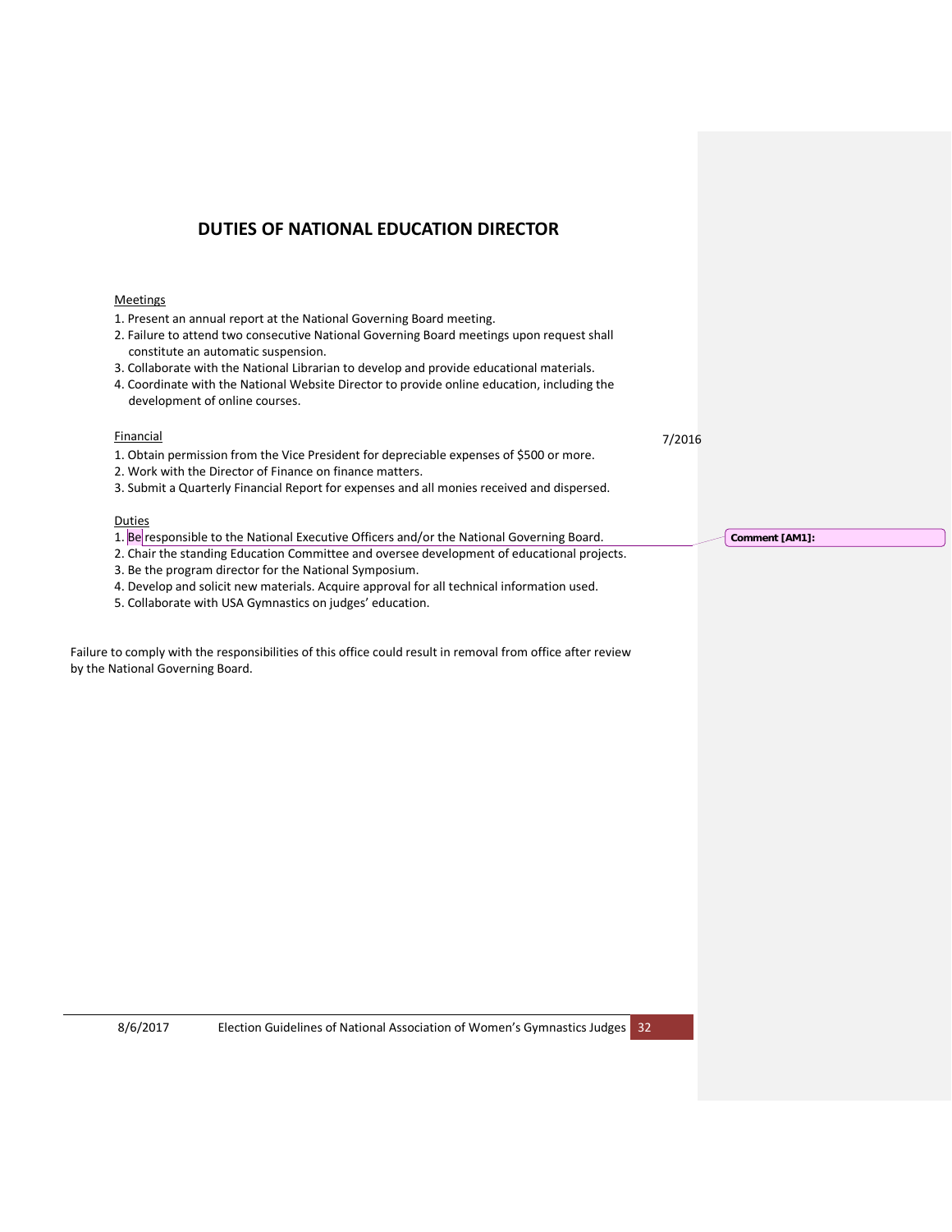# DUTIES OF NATIONAL EDUCATION DIRECTOR

Meetings

1. Present an annual report at the National Governing Board meeting.
2. Failure to attend two consecutive National Governing Board meetings upon request shall constitute an automatic suspension.
3. Collaborate with the National Librarian to develop and provide educational materials.
4. Coordinate with the National Website Director to provide online education, including the development of online courses.

Financial

7/2016

1. Obtain permission from the Vice President for depreciable expenses of $500 or more.
2. Work with the Director of Finance on finance matters.
3. Submit a Quarterly Financial Report for expenses and all monies received and dispersed.

Duties

1. Be responsible to the National Executive Officers and/or the National Governing Board.
2. Chair the standing Education Committee and oversee development of educational projects.
3. Be the program director for the National Symposium.
4. Develop and solicit new materials. Acquire approval for all technical information used.
5. Collaborate with USA Gymnastics on judges' education.

Failure to comply with the responsibilities of this office could result in removal from office after review by the National Governing Board.

Comment [AM1]: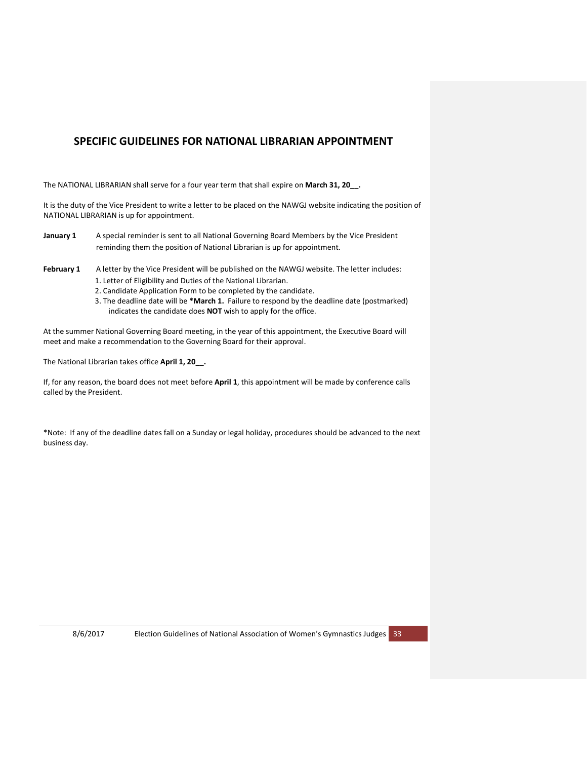# SPECIFIC GUIDELINES FOR NATIONAL LIBRARIAN APPOINTMENT

The NATIONAL LIBRARIAN shall serve for a four year term that shall expire on **March 31, 20__.**

It is the duty of the Vice President to write a letter to be placed on the NAWGJ website indicating the position of NATIONAL LIBRARIAN is up for appointment.

**January 1** A special reminder is sent to all National Governing Board Members by the Vice President reminding them the position of National Librarian is up for appointment.

**February 1** A letter by the Vice President will be published on the NAWGJ website. The letter includes:

1. Letter of Eligibility and Duties of the National Librarian.
2. Candidate Application Form to be completed by the candidate.
3. The deadline date will be ***March 1.** Failure to respond by the deadline date (postmarked) indicates the candidate does **NOT** wish to apply for the office.

At the summer National Governing Board meeting, in the year of this appointment, the Executive Board will meet and make a recommendation to the Governing Board for their approval.

The National Librarian takes office **April 1, 20__.**

If, for any reason, the board does not meet before **April 1**, this appointment will be made by conference calls called by the President.

*Note: If any of the deadline dates fall on a Sunday or legal holiday, procedures should be advanced to the next business day.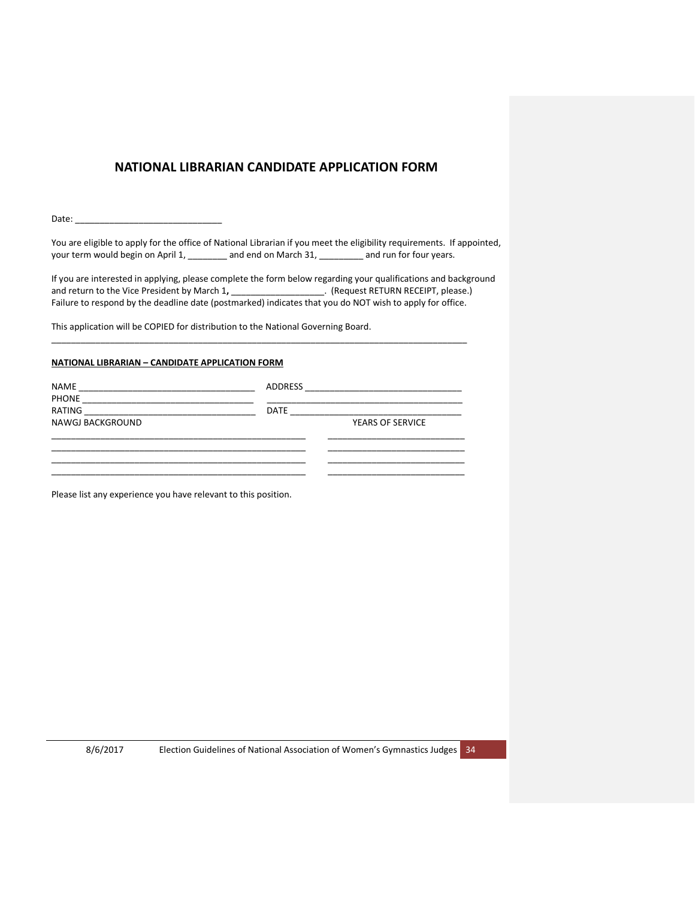# NATIONAL LIBRARIAN CANDIDATE APPLICATION FORM

Date: ______________________________

You are eligible to apply for the office of National Librarian if you meet the eligibility requirements. If appointed, your term would begin on April 1, ________ and end on March 31, _________ and run for four years.

If you are interested in applying, please complete the form below regarding your qualifications and background and return to the Vice President by March 1**,** ___________________. (Request RETURN RECEIPT, please.) Failure to respond by the deadline date (postmarked) indicates that you do NOT wish to apply for office.

This application will be COPIED for distribution to the National Governing Board.

______________________________________________________________________________________

**NATIONAL LIBRARIAN – CANDIDATE APPLICATION FORM**

NAME ____________________________________ ADDRESS ________________________________

PHONE ___________________________________ ________________________________________

RATING __________________________________ DATE ___________________________________

NAWGJ BACKGROUND                                                  YEARS OF SERVICE

_____________________________________________________ ___________________________

_____________________________________________________ ___________________________

_____________________________________________________ ___________________________

_____________________________________________________ ___________________________

Please list any experience you have relevant to this position.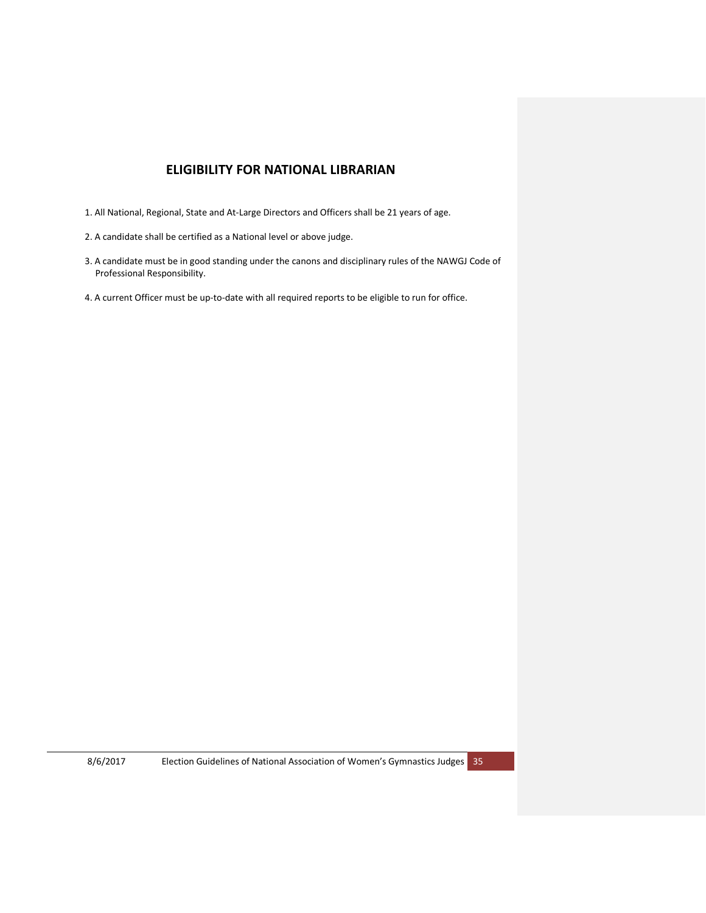## ELIGIBILITY FOR NATIONAL LIBRARIAN

1. All National, Regional, State and At-Large Directors and Officers shall be 21 years of age.

2. A candidate shall be certified as a National level or above judge.

3. A candidate must be in good standing under the canons and disciplinary rules of the NAWGJ Code of Professional Responsibility.

4. A current Officer must be up-to-date with all required reports to be eligible to run for office.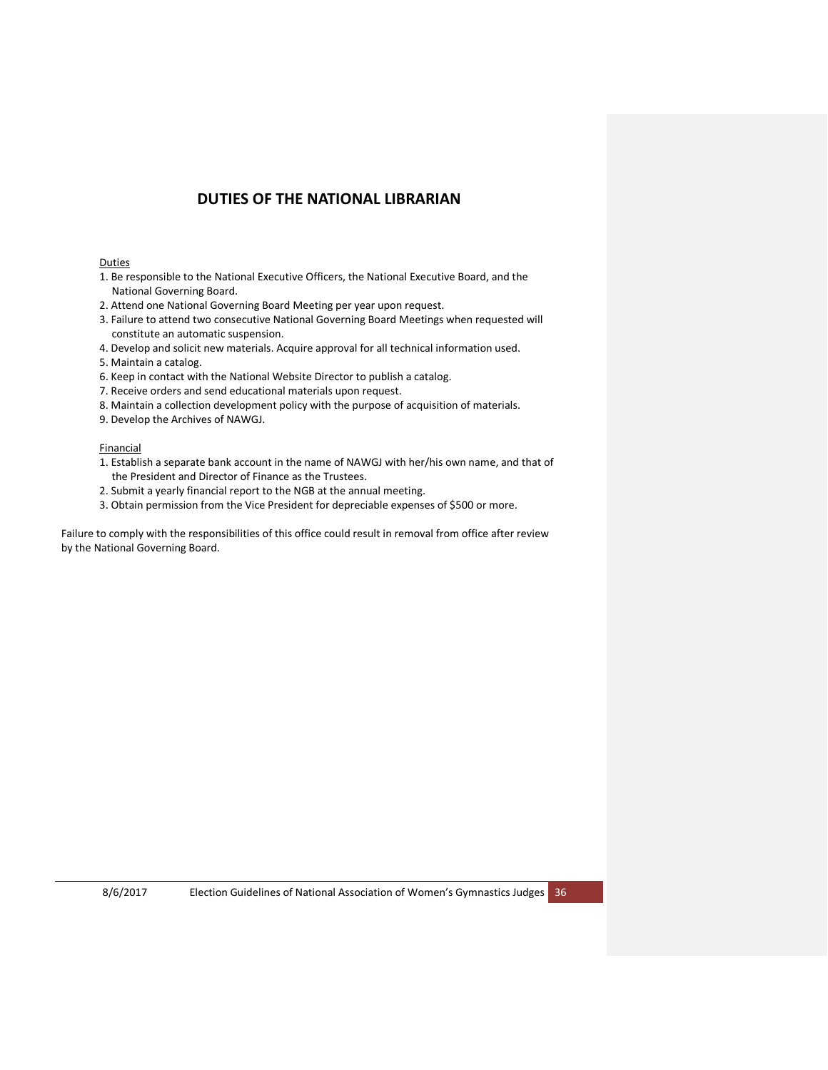# DUTIES OF THE NATIONAL LIBRARIAN

Duties

1. Be responsible to the National Executive Officers, the National Executive Board, and the National Governing Board.
2. Attend one National Governing Board Meeting per year upon request.
3. Failure to attend two consecutive National Governing Board Meetings when requested will constitute an automatic suspension.
4. Develop and solicit new materials. Acquire approval for all technical information used.
5. Maintain a catalog.
6. Keep in contact with the National Website Director to publish a catalog.
7. Receive orders and send educational materials upon request.
8. Maintain a collection development policy with the purpose of acquisition of materials.
9. Develop the Archives of NAWGJ.

Financial

1. Establish a separate bank account in the name of NAWGJ with her/his own name, and that of the President and Director of Finance as the Trustees.
2. Submit a yearly financial report to the NGB at the annual meeting.
3. Obtain permission from the Vice President for depreciable expenses of $500 or more.

Failure to comply with the responsibilities of this office could result in removal from office after review by the National Governing Board.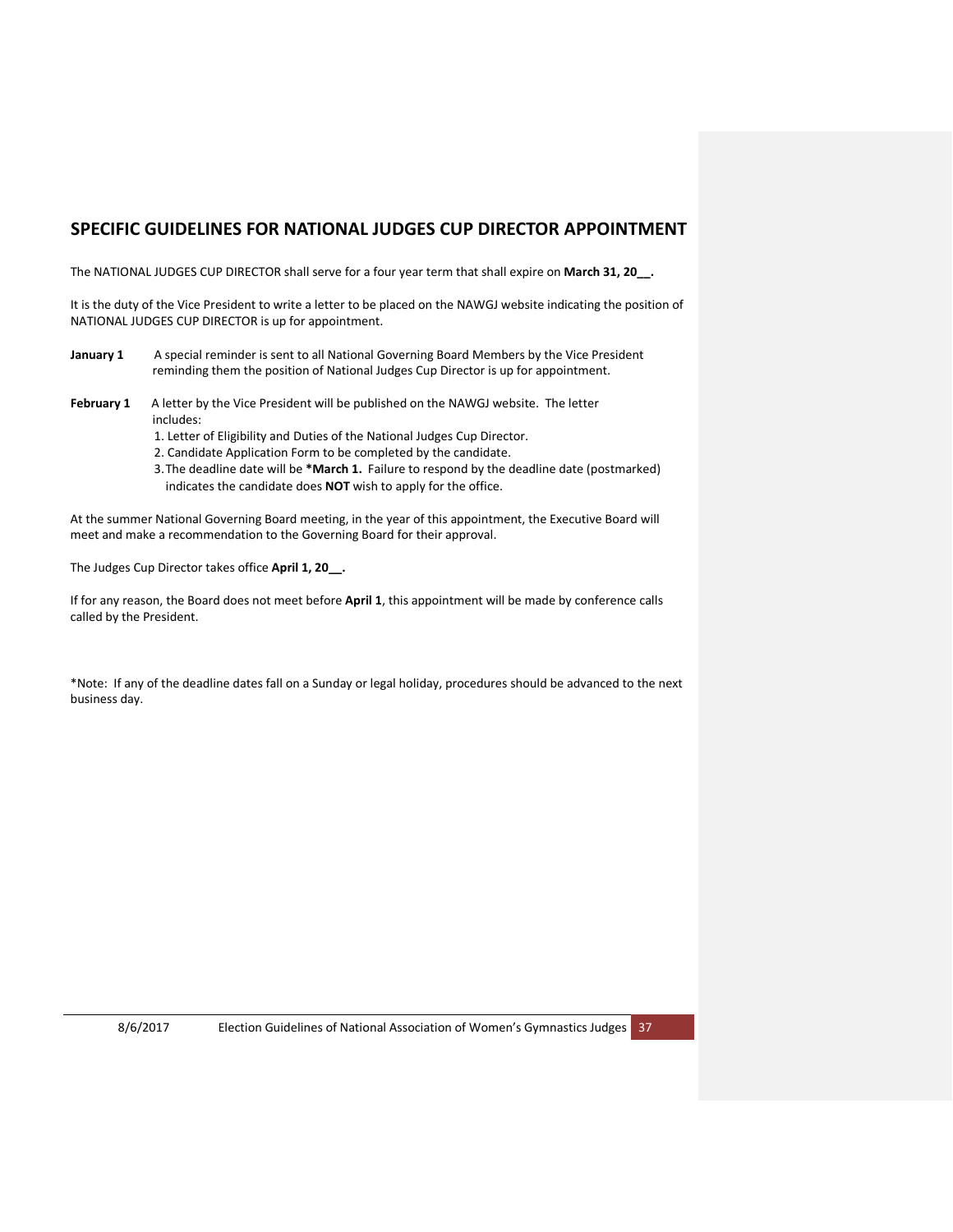## SPECIFIC GUIDELINES FOR NATIONAL JUDGES CUP DIRECTOR APPOINTMENT

The NATIONAL JUDGES CUP DIRECTOR shall serve for a four year term that shall expire on **March 31, 20__.**

It is the duty of the Vice President to write a letter to be placed on the NAWGJ website indicating the position of NATIONAL JUDGES CUP DIRECTOR is up for appointment.

**January 1** A special reminder is sent to all National Governing Board Members by the Vice President reminding them the position of National Judges Cup Director is up for appointment.

**February 1** A letter by the Vice President will be published on the NAWGJ website. The letter includes:

1. Letter of Eligibility and Duties of the National Judges Cup Director.
2. Candidate Application Form to be completed by the candidate.
3. The deadline date will be ***March 1.** Failure to respond by the deadline date (postmarked) indicates the candidate does **NOT** wish to apply for the office.

At the summer National Governing Board meeting, in the year of this appointment, the Executive Board will meet and make a recommendation to the Governing Board for their approval.

The Judges Cup Director takes office **April 1, 20__.**

If for any reason, the Board does not meet before **April 1**, this appointment will be made by conference calls called by the President.

*Note: If any of the deadline dates fall on a Sunday or legal holiday, procedures should be advanced to the next business day.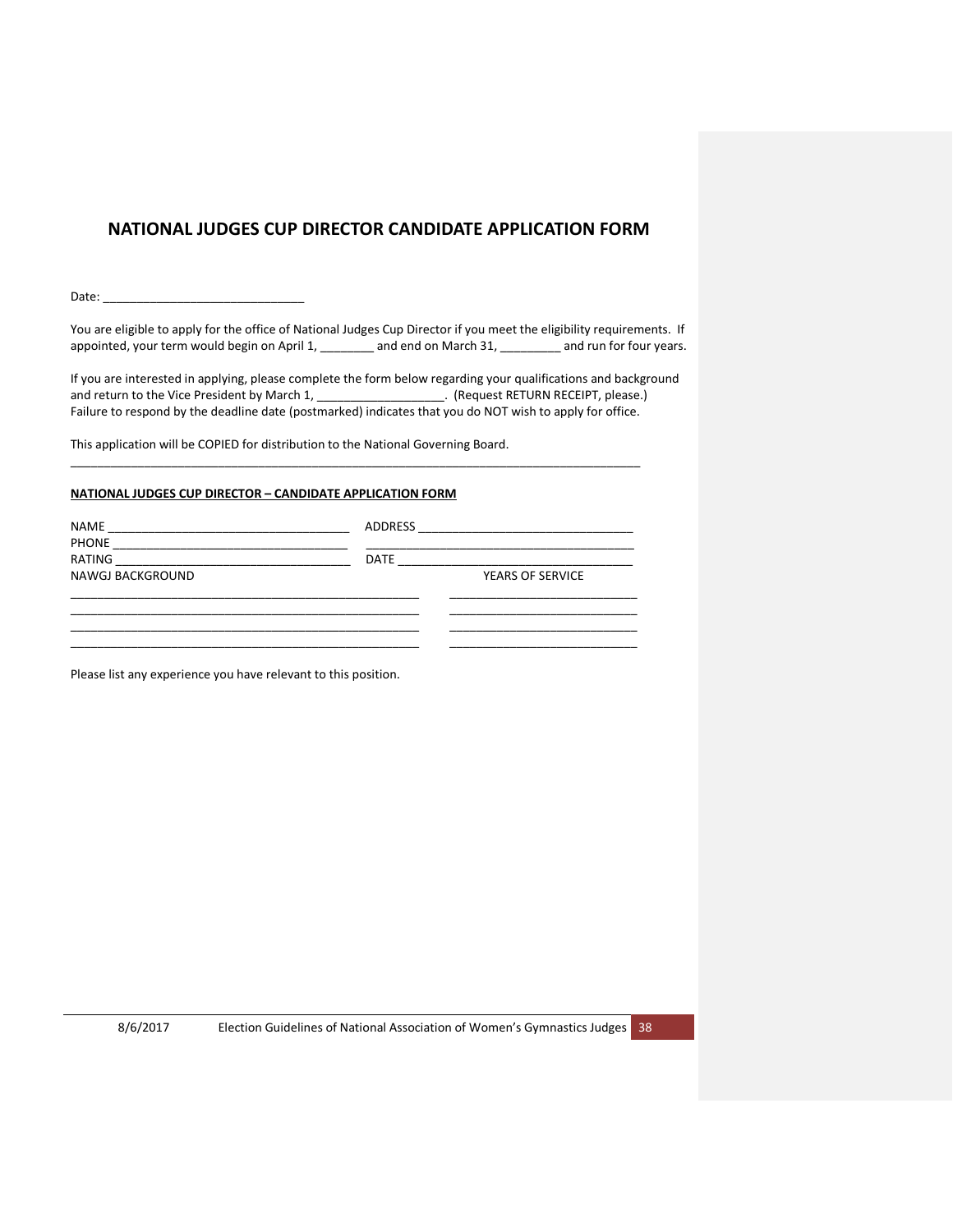# NATIONAL JUDGES CUP DIRECTOR CANDIDATE APPLICATION FORM

Date: ______________________________

You are eligible to apply for the office of National Judges Cup Director if you meet the eligibility requirements. If appointed, your term would begin on April 1, ________ and end on March 31, _________ and run for four years.

If you are interested in applying, please complete the form below regarding your qualifications and background and return to the Vice President by March 1, __________________. (Request RETURN RECEIPT, please.) Failure to respond by the deadline date (postmarked) indicates that you do NOT wish to apply for office.

This application will be COPIED for distribution to the National Governing Board.

---

**NATIONAL JUDGES CUP DIRECTOR – CANDIDATE APPLICATION FORM**

NAME ____________________________________ ADDRESS ________________________________

PHONE ___________________________________ ________________________________________

RATING __________________________________ DATE ___________________________________

NAWGJ BACKGROUND YEARS OF SERVICE

_____________________________________________________ ___________________________

_____________________________________________________ ___________________________

_____________________________________________________ ___________________________

_____________________________________________________ ___________________________

Please list any experience you have relevant to this position.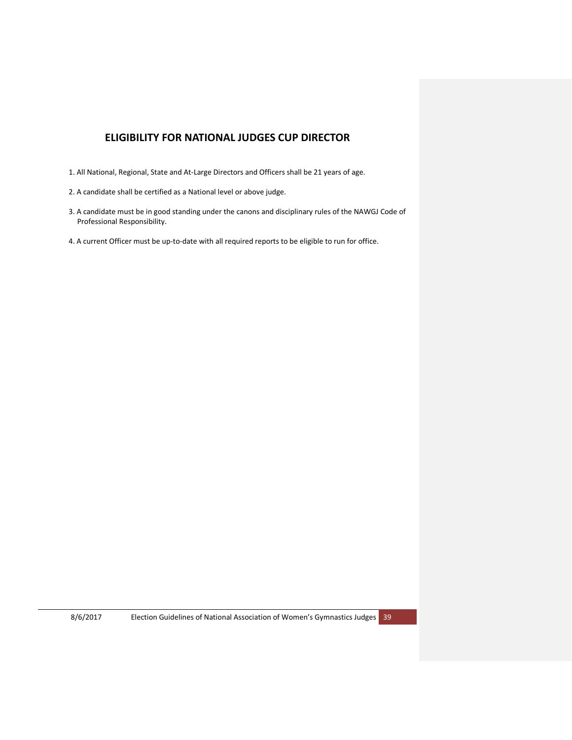## ELIGIBILITY FOR NATIONAL JUDGES CUP DIRECTOR

1. All National, Regional, State and At-Large Directors and Officers shall be 21 years of age.

2. A candidate shall be certified as a National level or above judge.

3. A candidate must be in good standing under the canons and disciplinary rules of the NAWGJ Code of Professional Responsibility.

4. A current Officer must be up-to-date with all required reports to be eligible to run for office.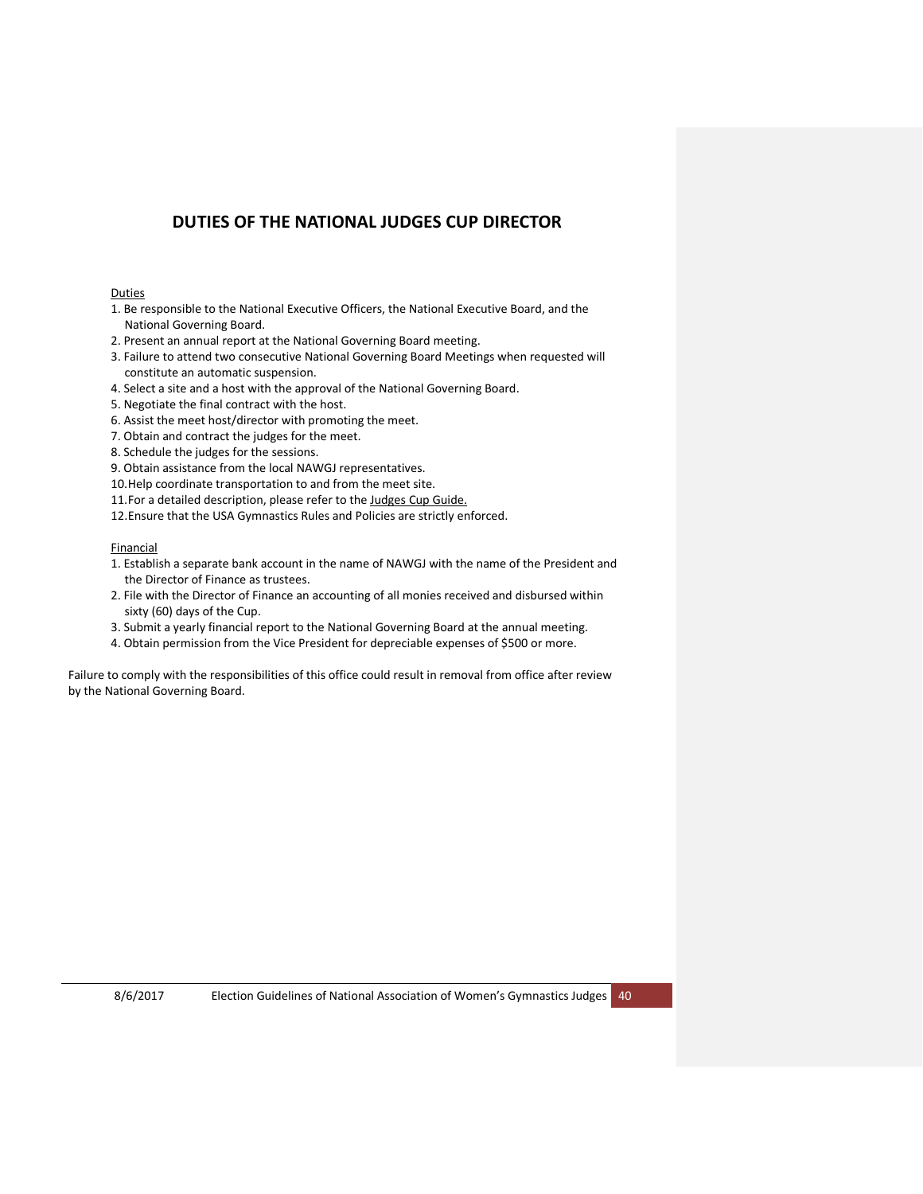# DUTIES OF THE NATIONAL JUDGES CUP DIRECTOR

Duties

1. Be responsible to the National Executive Officers, the National Executive Board, and the National Governing Board.
2. Present an annual report at the National Governing Board meeting.
3. Failure to attend two consecutive National Governing Board Meetings when requested will constitute an automatic suspension.
4. Select a site and a host with the approval of the National Governing Board.
5. Negotiate the final contract with the host.
6. Assist the meet host/director with promoting the meet.
7. Obtain and contract the judges for the meet.
8. Schedule the judges for the sessions.
9. Obtain assistance from the local NAWGJ representatives.
10. Help coordinate transportation to and from the meet site.
11. For a detailed description, please refer to the Judges Cup Guide.
12. Ensure that the USA Gymnastics Rules and Policies are strictly enforced.

Financial

1. Establish a separate bank account in the name of NAWGJ with the name of the President and the Director of Finance as trustees.
2. File with the Director of Finance an accounting of all monies received and disbursed within sixty (60) days of the Cup.
3. Submit a yearly financial report to the National Governing Board at the annual meeting.
4. Obtain permission from the Vice President for depreciable expenses of $500 or more.

Failure to comply with the responsibilities of this office could result in removal from office after review by the National Governing Board.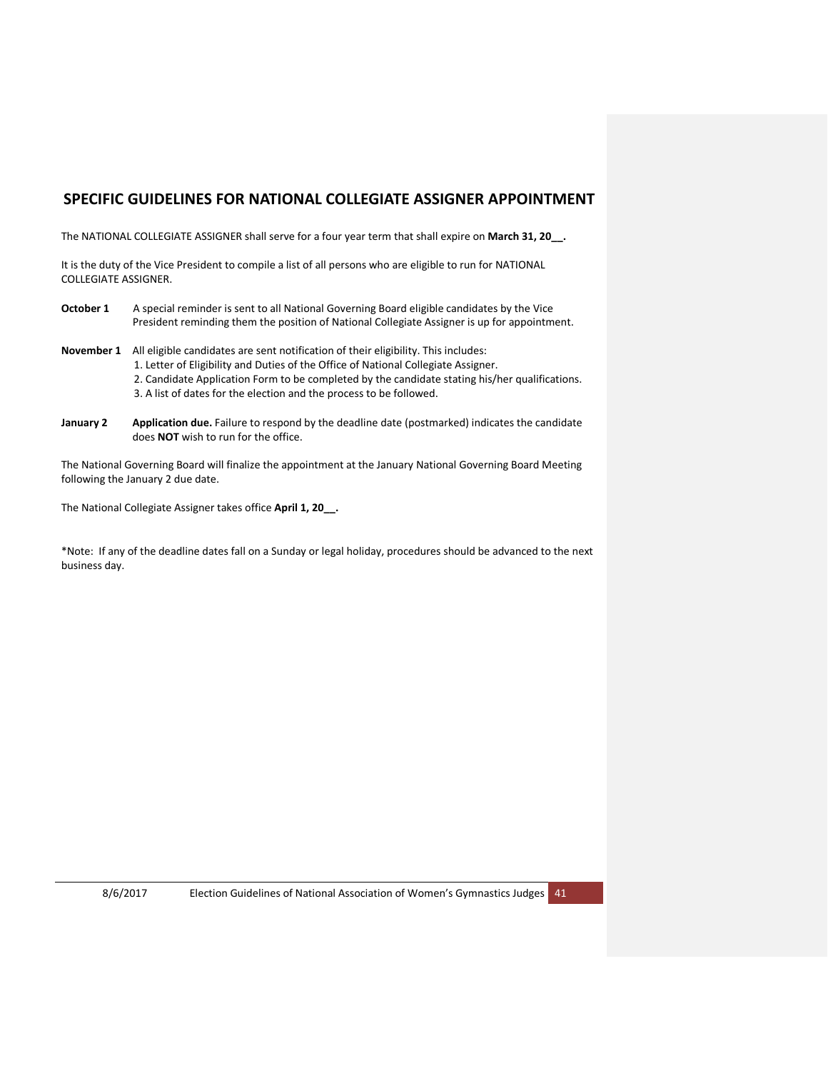# SPECIFIC GUIDELINES FOR NATIONAL COLLEGIATE ASSIGNER APPOINTMENT

The NATIONAL COLLEGIATE ASSIGNER shall serve for a four year term that shall expire on **March 31, 20__.**

It is the duty of the Vice President to compile a list of all persons who are eligible to run for NATIONAL COLLEGIATE ASSIGNER.

**October 1** A special reminder is sent to all National Governing Board eligible candidates by the Vice President reminding them the position of National Collegiate Assigner is up for appointment.

**November 1** All eligible candidates are sent notification of their eligibility. This includes:
1. Letter of Eligibility and Duties of the Office of National Collegiate Assigner.
2. Candidate Application Form to be completed by the candidate stating his/her qualifications.
3. A list of dates for the election and the process to be followed.

**January 2** **Application due.** Failure to respond by the deadline date (postmarked) indicates the candidate does **NOT** wish to run for the office.

The National Governing Board will finalize the appointment at the January National Governing Board Meeting following the January 2 due date.

The National Collegiate Assigner takes office **April 1, 20__.**

*Note: If any of the deadline dates fall on a Sunday or legal holiday, procedures should be advanced to the next business day.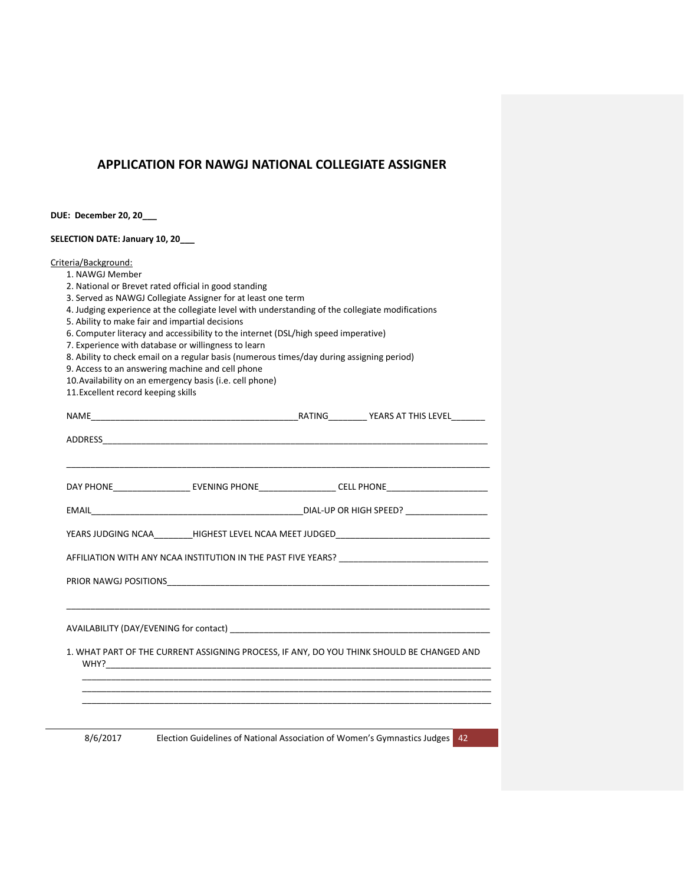# APPLICATION FOR NAWGJ NATIONAL COLLEGIATE ASSIGNER

**DUE: December 20, 20___**

**SELECTION DATE: January 10, 20___**

Criteria/Background:

1. NAWGJ Member
2. National or Brevet rated official in good standing
3. Served as NAWGJ Collegiate Assigner for at least one term
4. Judging experience at the collegiate level with understanding of the collegiate modifications
5. Ability to make fair and impartial decisions
6. Computer literacy and accessibility to the internet (DSL/high speed imperative)
7. Experience with database or willingness to learn
8. Ability to check email on a regular basis (numerous times/day during assigning period)
9. Access to an answering machine and cell phone
10. Availability on an emergency basis (i.e. cell phone)
11. Excellent record keeping skills

NAME___________________________________________RATING________ YEARS AT THIS LEVEL_______

ADDRESS_______________________________________________________________________________

______________________________________________________________________________________

DAY PHONE________________ EVENING PHONE________________ CELL PHONE_____________________

EMAIL____________________________________________DIAL-UP OR HIGH SPEED? _________________

YEARS JUDGING NCAA________HIGHEST LEVEL NCAA MEET JUDGED_______________________________

AFFILIATION WITH ANY NCAA INSTITUTION IN THE PAST FIVE YEARS? ______________________________

PRIOR NAWGJ POSITIONS_________________________________________________________________

______________________________________________________________________________________

AVAILABILITY (DAY/EVENING for contact) ____________________________________________________

1. WHAT PART OF THE CURRENT ASSIGNING PROCESS, IF ANY, DO YOU THINK SHOULD BE CHANGED AND WHY?___________________________________________________________________________

______________________________________________________________________________________

______________________________________________________________________________________

______________________________________________________________________________________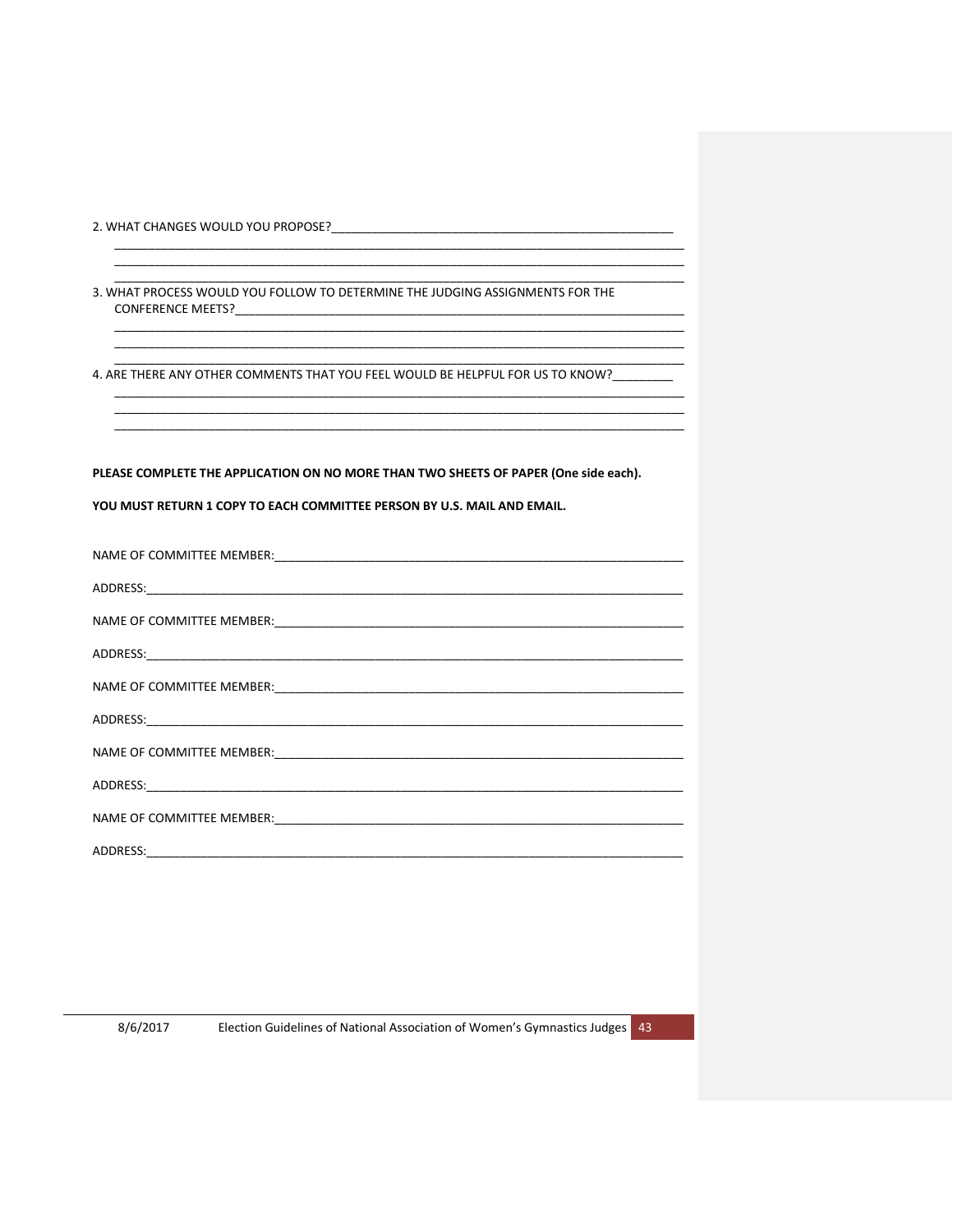2. WHAT CHANGES WOULD YOU PROPOSE?_____________________________________________________
_________________________________________________________________________________________
_________________________________________________________________________________________
_________________________________________________________________________________________

3. WHAT PROCESS WOULD YOU FOLLOW TO DETERMINE THE JUDGING ASSIGNMENTS FOR THE CONFERENCE MEETS?_____________________________________________________________________
_________________________________________________________________________________________
_________________________________________________________________________________________
_________________________________________________________________________________________

4. ARE THERE ANY OTHER COMMENTS THAT YOU FEEL WOULD BE HELPFUL FOR US TO KNOW?_________
_________________________________________________________________________________________
_________________________________________________________________________________________
_________________________________________________________________________________________

**PLEASE COMPLETE THE APPLICATION ON NO MORE THAN TWO SHEETS OF PAPER (One side each).**

**YOU MUST RETURN 1 COPY TO EACH COMMITTEE PERSON BY U.S. MAIL AND EMAIL.**

NAME OF COMMITTEE MEMBER:_______________________________________________________________

ADDRESS:_________________________________________________________________________________

NAME OF COMMITTEE MEMBER:_______________________________________________________________

ADDRESS:_________________________________________________________________________________

NAME OF COMMITTEE MEMBER:_______________________________________________________________

ADDRESS:_________________________________________________________________________________

NAME OF COMMITTEE MEMBER:_______________________________________________________________

ADDRESS:_________________________________________________________________________________

NAME OF COMMITTEE MEMBER:_______________________________________________________________

ADDRESS:_________________________________________________________________________________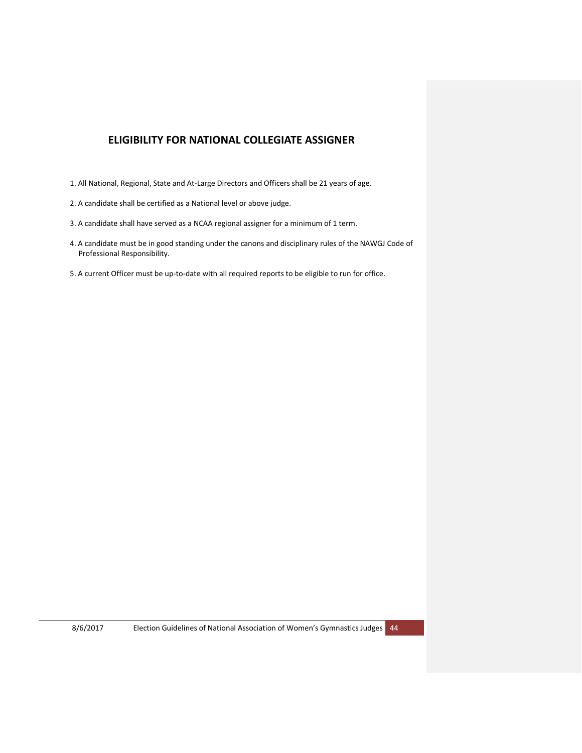## ELIGIBILITY FOR NATIONAL COLLEGIATE ASSIGNER

1. All National, Regional, State and At-Large Directors and Officers shall be 21 years of age.
2. A candidate shall be certified as a National level or above judge.
3. A candidate shall have served as a NCAA regional assigner for a minimum of 1 term.
4. A candidate must be in good standing under the canons and disciplinary rules of the NAWGJ Code of Professional Responsibility.
5. A current Officer must be up-to-date with all required reports to be eligible to run for office.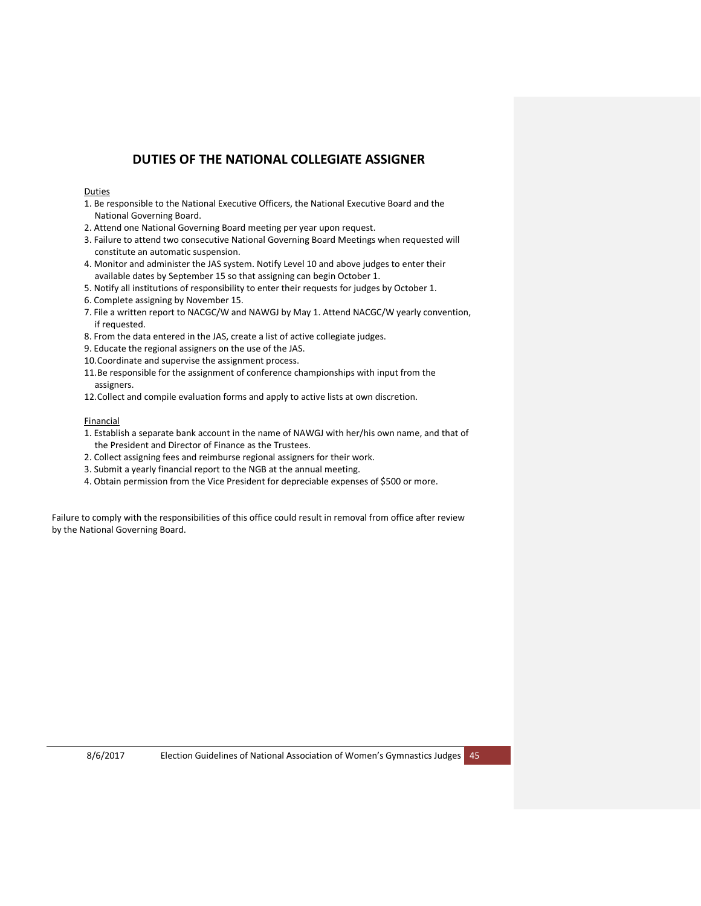# DUTIES OF THE NATIONAL COLLEGIATE ASSIGNER

Duties

1. Be responsible to the National Executive Officers, the National Executive Board and the National Governing Board.
2. Attend one National Governing Board meeting per year upon request.
3. Failure to attend two consecutive National Governing Board Meetings when requested will constitute an automatic suspension.
4. Monitor and administer the JAS system. Notify Level 10 and above judges to enter their available dates by September 15 so that assigning can begin October 1.
5. Notify all institutions of responsibility to enter their requests for judges by October 1.
6. Complete assigning by November 15.
7. File a written report to NACGC/W and NAWGJ by May 1. Attend NACGC/W yearly convention, if requested.
8. From the data entered in the JAS, create a list of active collegiate judges.
9. Educate the regional assigners on the use of the JAS.
10. Coordinate and supervise the assignment process.
11. Be responsible for the assignment of conference championships with input from the assigners.
12. Collect and compile evaluation forms and apply to active lists at own discretion.

Financial

1. Establish a separate bank account in the name of NAWGJ with her/his own name, and that of the President and Director of Finance as the Trustees.
2. Collect assigning fees and reimburse regional assigners for their work.
3. Submit a yearly financial report to the NGB at the annual meeting.
4. Obtain permission from the Vice President for depreciable expenses of $500 or more.

Failure to comply with the responsibilities of this office could result in removal from office after review by the National Governing Board.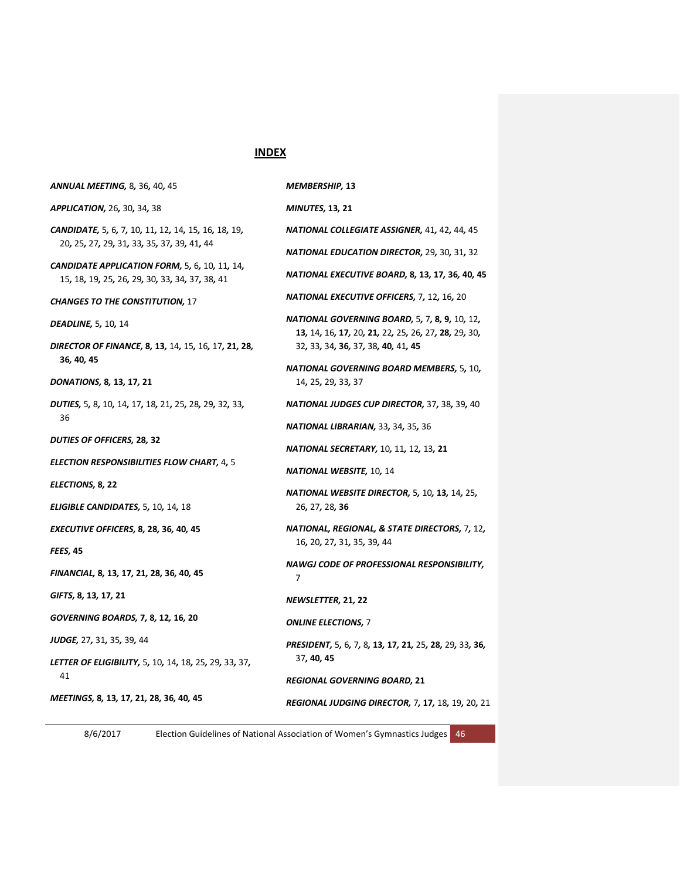## INDEX

***ANNUAL MEETING,*** 8, 36, 40, 45

***APPLICATION,*** 26, 30, 34, 38

***CANDIDATE,*** 5, 6, 7, 10, 11, 12, 14, 15, 16, 18, 19, 20, 25, 27, 29, 31, 33, 35, 37, 39, 41, 44

***CANDIDATE APPLICATION FORM,*** 5, 6, 10, 11, 14, 15, 18, 19, 25, 26, 29, 30, 33, 34, 37, 38, 41

***CHANGES TO THE CONSTITUTION,*** 17

***DEADLINE,*** 5, 10, 14

***DIRECTOR OF FINANCE,*** **8, 13,** 14, 15, 16, 17, **21, 28, 36, 40, 45**

***DONATIONS,*** **8, 13, 17, 21**

***DUTIES,*** 5, 8, 10, 14, 17, 18, 21, 25, 28, 29, 32, 33, 36

***DUTIES OF OFFICERS,*** **28, 32**

***ELECTION RESPONSIBILITIES FLOW CHART,*** 4, 5

***ELECTIONS,*** **8, 22**

***ELIGIBLE CANDIDATES,*** 5, 10, 14, 18

***EXECUTIVE OFFICERS,*** **8, 28, 36, 40, 45**

***FEES,*** **45**

***FINANCIAL,*** **8, 13, 17, 21, 28, 36, 40, 45**

***GIFTS,*** **8, 13, 17, 21**

***GOVERNING BOARDS,*** **7, 8, 12, 16, 20**

***JUDGE,*** 27, 31, 35, 39, 44

***LETTER OF ELIGIBILITY,*** 5, 10, 14, 18, 25, 29, 33, 37, 41

***MEETINGS,*** **8, 13, 17, 21, 28, 36, 40, 45**

***MEMBERSHIP,*** **13**

***MINUTES,*** **13, 21**

***NATIONAL COLLEGIATE ASSIGNER,*** 41, 42, 44, 45

***NATIONAL EDUCATION DIRECTOR,*** 29, 30, 31, 32

***NATIONAL EXECUTIVE BOARD,*** **8, 13, 17, 36, 40, 45**

***NATIONAL EXECUTIVE OFFICERS,*** 7, 12, 16, 20

***NATIONAL GOVERNING BOARD,*** 5, 7, **8, 9,** 10, 12, **13,** 14, 16, **17,** 20, **21,** 22, 25, 26, 27, **28,** 29, 30, 32, 33, 34, **36,** 37, 38, **40,** 41, **45**

***NATIONAL GOVERNING BOARD MEMBERS,*** 5, 10, 14, 25, 29, 33, 37

***NATIONAL JUDGES CUP DIRECTOR,*** 37, 38, 39, 40

***NATIONAL LIBRARIAN,*** 33, 34, 35, 36

***NATIONAL SECRETARY,*** 10, 11, 12, 13, **21**

***NATIONAL WEBSITE,*** 10, 14

***NATIONAL WEBSITE DIRECTOR,*** 5, 10, **13,** 14, 25, 26, 27, 28, **36**

***NATIONAL, REGIONAL, & STATE DIRECTORS,*** 7, 12, 16, 20, 27, 31, 35, 39, 44

***NAWGJ CODE OF PROFESSIONAL RESPONSIBILITY,*** 7

***NEWSLETTER,*** **21, 22**

***ONLINE ELECTIONS,*** 7

***PRESIDENT,*** 5, 6, 7, 8, **13, 17, 21,** 25, **28,** 29, 33, **36,** 37, **40, 45**

***REGIONAL GOVERNING BOARD,*** **21**

***REGIONAL JUDGING DIRECTOR,*** 7, **17,** 18, 19, 20, 21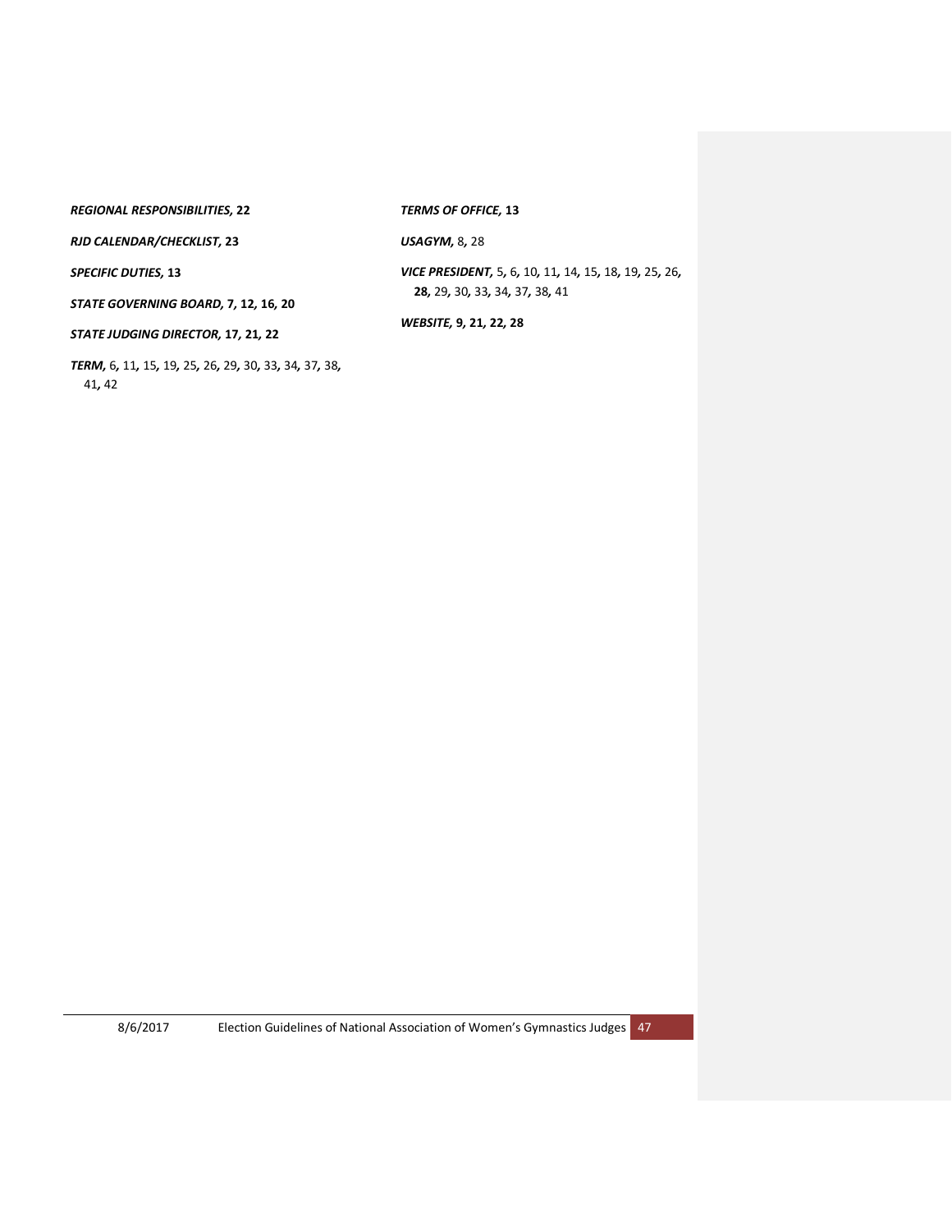***REGIONAL RESPONSIBILITIES,*** **22**

***RJD CALENDAR/CHECKLIST,*** **23**

***SPECIFIC DUTIES,*** **13**

***STATE GOVERNING BOARD,*** **7,** **12,** **16,** **20**

***STATE JUDGING DIRECTOR,*** **17,** **21,** **22**

***TERM,*** 6, 11, 15, 19, 25, 26, 29, 30, 33, 34, 37, 38, 41, 42

***TERMS OF OFFICE,*** **13**

***USAGYM,*** 8, 28

***VICE PRESIDENT,*** 5, 6, 10, 11, 14, 15, 18, 19, 25, 26, **28,** 29, 30, 33, 34, 37, 38, 41

***WEBSITE,*** **9,** **21,** **22,** **28**